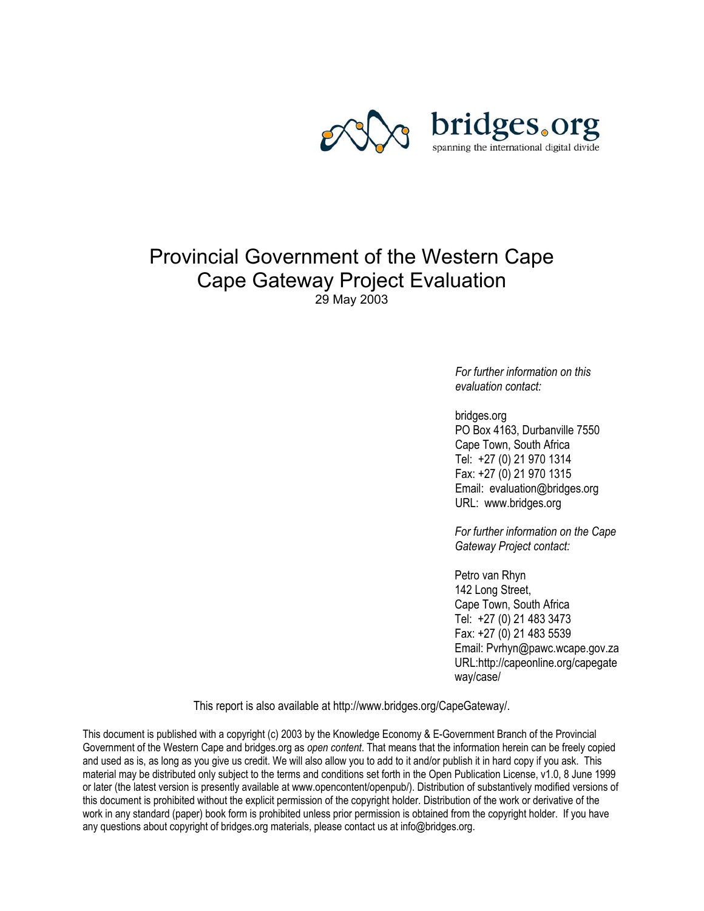bridges.org

spanning the international digital divide

# Provincial Government of the Western Cape
# Cape Gateway Project Evaluation

29 May 2003

*For further information on this evaluation contact:*

bridges.org
PO Box 4163, Durbanville 7550
Cape Town, South Africa
Tel: +27 (0) 21 970 1314
Fax: +27 (0) 21 970 1315
Email: evaluation@bridges.org
URL: www.bridges.org

*For further information on the Cape Gateway Project contact:*

Petro van Rhyn
142 Long Street,
Cape Town, South Africa
Tel: +27 (0) 21 483 3473
Fax: +27 (0) 21 483 5539
Email: Pvrhyn@pawc.wcape.gov.za
URL:http://capeonline.org/capegateway/case/

This report is also available at http://www.bridges.org/CapeGateway/.

This document is published with a copyright (c) 2003 by the Knowledge Economy & E-Government Branch of the Provincial Government of the Western Cape and bridges.org as *open content*. That means that the information herein can be freely copied and used as is, as long as you give us credit. We will also allow you to add to it and/or publish it in hard copy if you ask. This material may be distributed only subject to the terms and conditions set forth in the Open Publication License, v1.0, 8 June 1999 or later (the latest version is presently available at www.opencontent/openpub/). Distribution of substantively modified versions of this document is prohibited without the explicit permission of the copyright holder. Distribution of the work or derivative of the work in any standard (paper) book form is prohibited unless prior permission is obtained from the copyright holder. If you have any questions about copyright of bridges.org materials, please contact us at info@bridges.org.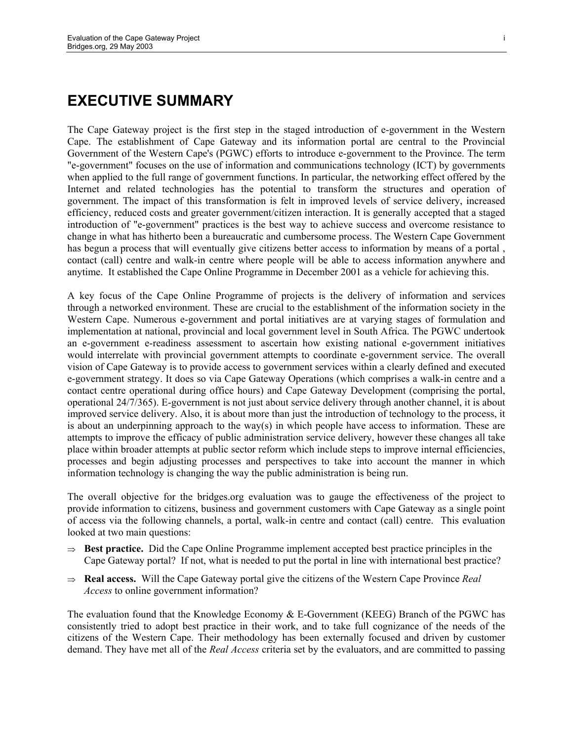# EXECUTIVE SUMMARY

The Cape Gateway project is the first step in the staged introduction of e-government in the Western Cape. The establishment of Cape Gateway and its information portal are central to the Provincial Government of the Western Cape's (PGWC) efforts to introduce e-government to the Province. The term "e-government" focuses on the use of information and communications technology (ICT) by governments when applied to the full range of government functions. In particular, the networking effect offered by the Internet and related technologies has the potential to transform the structures and operation of government. The impact of this transformation is felt in improved levels of service delivery, increased efficiency, reduced costs and greater government/citizen interaction. It is generally accepted that a staged introduction of "e-government" practices is the best way to achieve success and overcome resistance to change in what has hitherto been a bureaucratic and cumbersome process. The Western Cape Government has begun a process that will eventually give citizens better access to information by means of a portal , contact (call) centre and walk-in centre where people will be able to access information anywhere and anytime. It established the Cape Online Programme in December 2001 as a vehicle for achieving this.

A key focus of the Cape Online Programme of projects is the delivery of information and services through a networked environment. These are crucial to the establishment of the information society in the Western Cape. Numerous e-government and portal initiatives are at varying stages of formulation and implementation at national, provincial and local government level in South Africa. The PGWC undertook an e-government e-readiness assessment to ascertain how existing national e-government initiatives would interrelate with provincial government attempts to coordinate e-government service. The overall vision of Cape Gateway is to provide access to government services within a clearly defined and executed e-government strategy. It does so via Cape Gateway Operations (which comprises a walk-in centre and a contact centre operational during office hours) and Cape Gateway Development (comprising the portal, operational 24/7/365). E-government is not just about service delivery through another channel, it is about improved service delivery. Also, it is about more than just the introduction of technology to the process, it is about an underpinning approach to the way(s) in which people have access to information. These are attempts to improve the efficacy of public administration service delivery, however these changes all take place within broader attempts at public sector reform which include steps to improve internal efficiencies, processes and begin adjusting processes and perspectives to take into account the manner in which information technology is changing the way the public administration is being run.

The overall objective for the bridges.org evaluation was to gauge the effectiveness of the project to provide information to citizens, business and government customers with Cape Gateway as a single point of access via the following channels, a portal, walk-in centre and contact (call) centre. This evaluation looked at two main questions:

⇒ **Best practice.** Did the Cape Online Programme implement accepted best practice principles in the Cape Gateway portal? If not, what is needed to put the portal in line with international best practice?

⇒ **Real access.** Will the Cape Gateway portal give the citizens of the Western Cape Province *Real Access* to online government information?

The evaluation found that the Knowledge Economy & E-Government (KEEG) Branch of the PGWC has consistently tried to adopt best practice in their work, and to take full cognizance of the needs of the citizens of the Western Cape. Their methodology has been externally focused and driven by customer demand. They have met all of the *Real Access* criteria set by the evaluators, and are committed to passing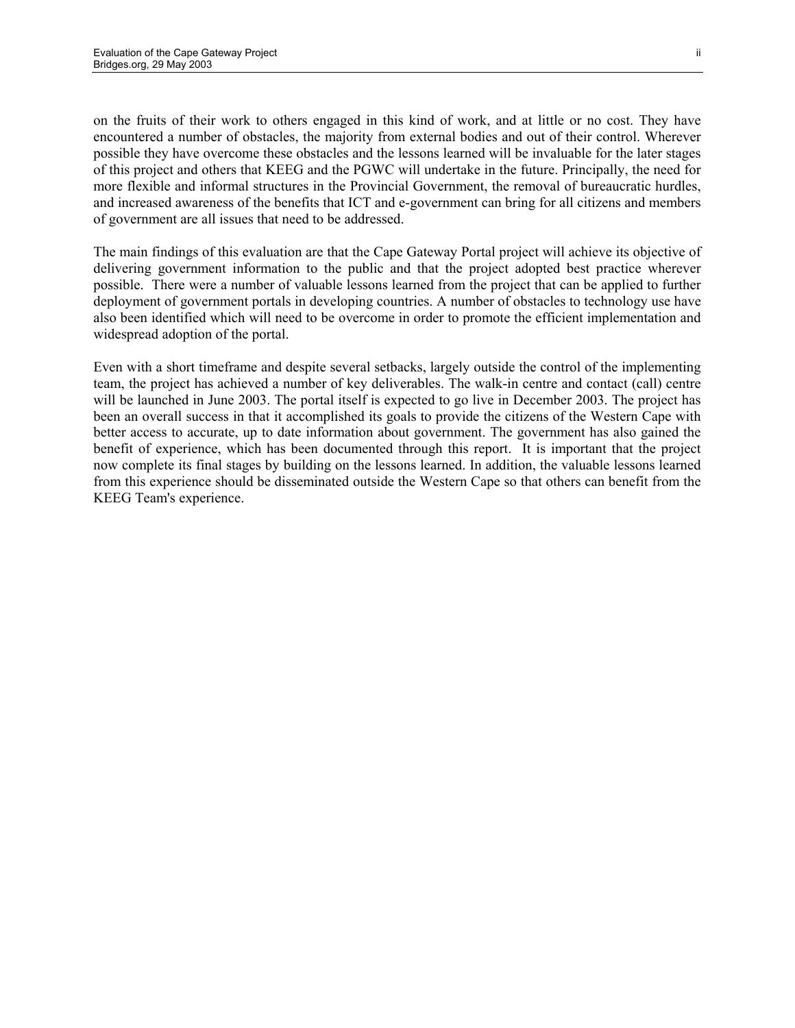on the fruits of their work to others engaged in this kind of work, and at little or no cost. They have encountered a number of obstacles, the majority from external bodies and out of their control. Wherever possible they have overcome these obstacles and the lessons learned will be invaluable for the later stages of this project and others that KEEG and the PGWC will undertake in the future. Principally, the need for more flexible and informal structures in the Provincial Government, the removal of bureaucratic hurdles, and increased awareness of the benefits that ICT and e-government can bring for all citizens and members of government are all issues that need to be addressed.

The main findings of this evaluation are that the Cape Gateway Portal project will achieve its objective of delivering government information to the public and that the project adopted best practice wherever possible. There were a number of valuable lessons learned from the project that can be applied to further deployment of government portals in developing countries. A number of obstacles to technology use have also been identified which will need to be overcome in order to promote the efficient implementation and widespread adoption of the portal.

Even with a short timeframe and despite several setbacks, largely outside the control of the implementing team, the project has achieved a number of key deliverables. The walk-in centre and contact (call) centre will be launched in June 2003. The portal itself is expected to go live in December 2003. The project has been an overall success in that it accomplished its goals to provide the citizens of the Western Cape with better access to accurate, up to date information about government. The government has also gained the benefit of experience, which has been documented through this report. It is important that the project now complete its final stages by building on the lessons learned. In addition, the valuable lessons learned from this experience should be disseminated outside the Western Cape so that others can benefit from the KEEG Team's experience.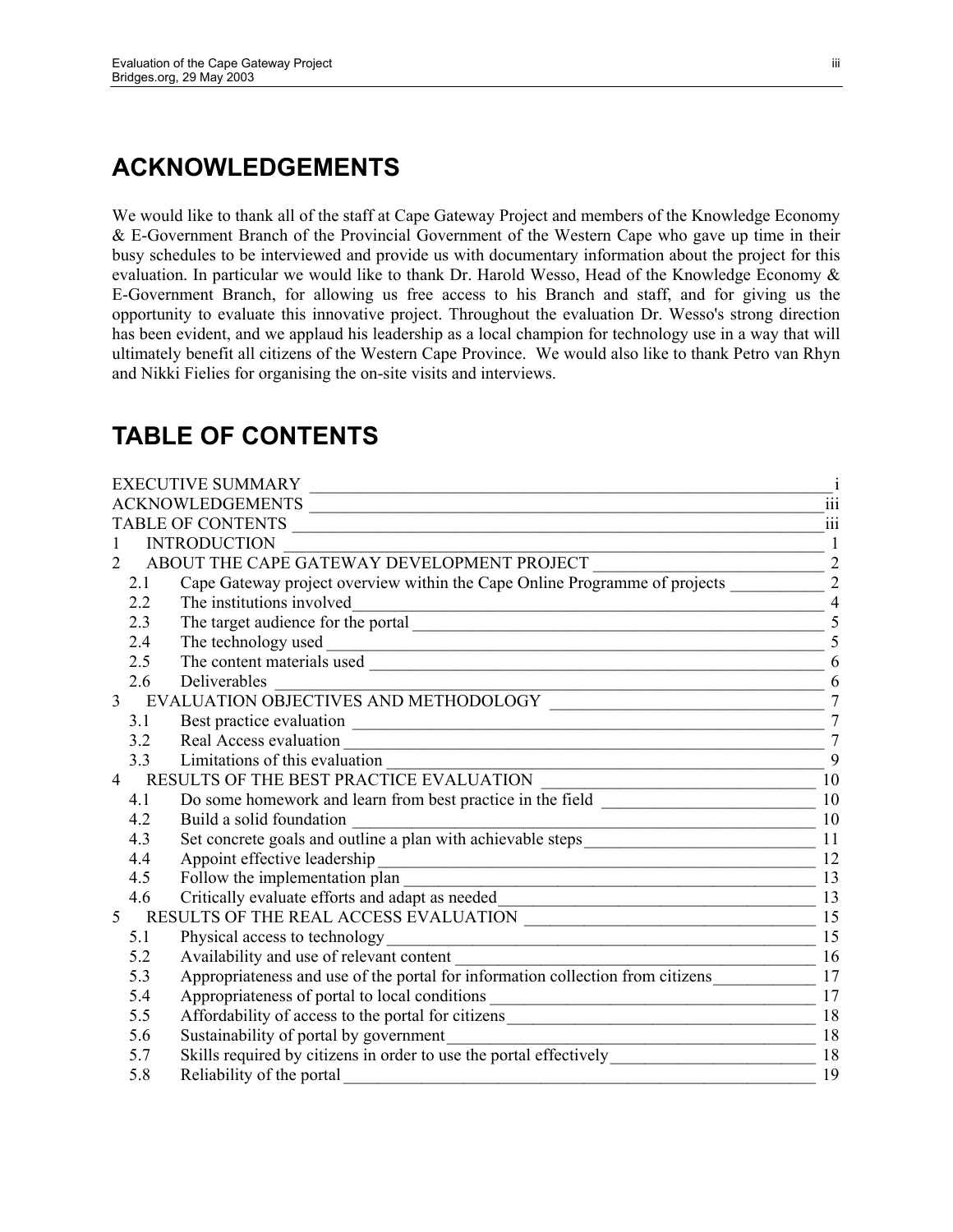# ACKNOWLEDGEMENTS

We would like to thank all of the staff at Cape Gateway Project and members of the Knowledge Economy & E-Government Branch of the Provincial Government of the Western Cape who gave up time in their busy schedules to be interviewed and provide us with documentary information about the project for this evaluation. In particular we would like to thank Dr. Harold Wesso, Head of the Knowledge Economy & E-Government Branch, for allowing us free access to his Branch and staff, and for giving us the opportunity to evaluate this innovative project. Throughout the evaluation Dr. Wesso's strong direction has been evident, and we applaud his leadership as a local champion for technology use in a way that will ultimately benefit all citizens of the Western Cape Province. We would also like to thank Petro van Rhyn and Nikki Fielies for organising the on-site visits and interviews.

# TABLE OF CONTENTS

| | | |
|---|---|---|
| EXECUTIVE SUMMARY | | i |
| ACKNOWLEDGEMENTS | | iii |
| TABLE OF CONTENTS | | iii |
| 1 | INTRODUCTION | 1 |
| 2 | ABOUT THE CAPE GATEWAY DEVELOPMENT PROJECT | 2 |
| 2.1 | Cape Gateway project overview within the Cape Online Programme of projects | 2 |
| 2.2 | The institutions involved | 4 |
| 2.3 | The target audience for the portal | 5 |
| 2.4 | The technology used | 5 |
| 2.5 | The content materials used | 6 |
| 2.6 | Deliverables | 6 |
| 3 | EVALUATION OBJECTIVES AND METHODOLOGY | 7 |
| 3.1 | Best practice evaluation | 7 |
| 3.2 | Real Access evaluation | 7 |
| 3.3 | Limitations of this evaluation | 9 |
| 4 | RESULTS OF THE BEST PRACTICE EVALUATION | 10 |
| 4.1 | Do some homework and learn from best practice in the field | 10 |
| 4.2 | Build a solid foundation | 10 |
| 4.3 | Set concrete goals and outline a plan with achievable steps | 11 |
| 4.4 | Appoint effective leadership | 12 |
| 4.5 | Follow the implementation plan | 13 |
| 4.6 | Critically evaluate efforts and adapt as needed | 13 |
| 5 | RESULTS OF THE REAL ACCESS EVALUATION | 15 |
| 5.1 | Physical access to technology | 15 |
| 5.2 | Availability and use of relevant content | 16 |
| 5.3 | Appropriateness and use of the portal for information collection from citizens | 17 |
| 5.4 | Appropriateness of portal to local conditions | 17 |
| 5.5 | Affordability of access to the portal for citizens | 18 |
| 5.6 | Sustainability of portal by government | 18 |
| 5.7 | Skills required by citizens in order to use the portal effectively | 18 |
| 5.8 | Reliability of the portal | 19 |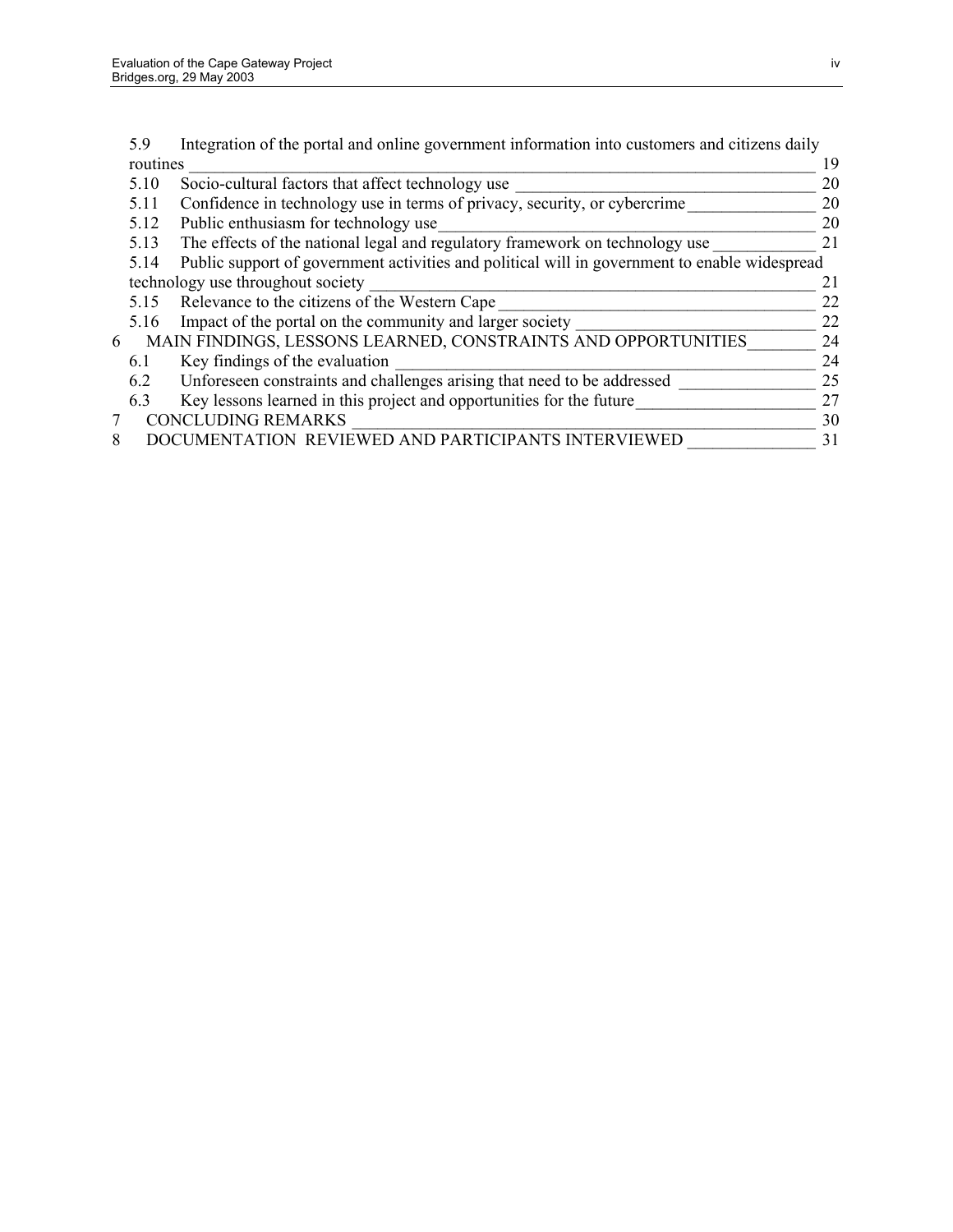5.9 Integration of the portal and online government information into customers and citizens daily routines ____ 19
5.10 Socio-cultural factors that affect technology use ____ 20
5.11 Confidence in technology use in terms of privacy, security, or cybercrime ____ 20
5.12 Public enthusiasm for technology use ____ 20
5.13 The effects of the national legal and regulatory framework on technology use ____ 21
5.14 Public support of government activities and political will in government to enable widespread technology use throughout society ____ 21
5.15 Relevance to the citizens of the Western Cape ____ 22
5.16 Impact of the portal on the community and larger society ____ 22

6 MAIN FINDINGS, LESSONS LEARNED, CONSTRAINTS AND OPPORTUNITIES ____ 24
6.1 Key findings of the evaluation ____ 24
6.2 Unforeseen constraints and challenges arising that need to be addressed ____ 25
6.3 Key lessons learned in this project and opportunities for the future ____ 27

7 CONCLUDING REMARKS ____ 30

8 DOCUMENTATION REVIEWED AND PARTICIPANTS INTERVIEWED ____ 31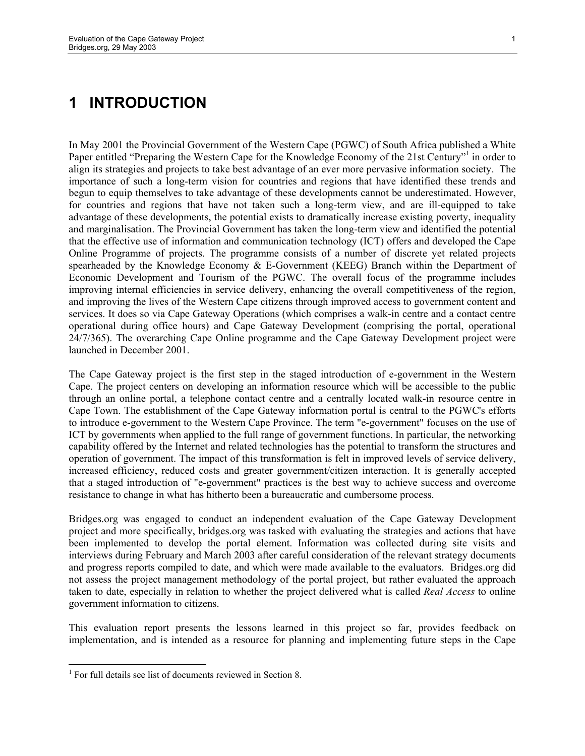# 1 INTRODUCTION

In May 2001 the Provincial Government of the Western Cape (PGWC) of South Africa published a White Paper entitled "Preparing the Western Cape for the Knowledge Economy of the 21st Century"[1] in order to align its strategies and projects to take best advantage of an ever more pervasive information society. The importance of such a long-term vision for countries and regions that have identified these trends and begun to equip themselves to take advantage of these developments cannot be underestimated. However, for countries and regions that have not taken such a long-term view, and are ill-equipped to take advantage of these developments, the potential exists to dramatically increase existing poverty, inequality and marginalisation. The Provincial Government has taken the long-term view and identified the potential that the effective use of information and communication technology (ICT) offers and developed the Cape Online Programme of projects. The programme consists of a number of discrete yet related projects spearheaded by the Knowledge Economy & E-Government (KEEG) Branch within the Department of Economic Development and Tourism of the PGWC. The overall focus of the programme includes improving internal efficiencies in service delivery, enhancing the overall competitiveness of the region, and improving the lives of the Western Cape citizens through improved access to government content and services. It does so via Cape Gateway Operations (which comprises a walk-in centre and a contact centre operational during office hours) and Cape Gateway Development (comprising the portal, operational 24/7/365). The overarching Cape Online programme and the Cape Gateway Development project were launched in December 2001.

The Cape Gateway project is the first step in the staged introduction of e-government in the Western Cape. The project centers on developing an information resource which will be accessible to the public through an online portal, a telephone contact centre and a centrally located walk-in resource centre in Cape Town. The establishment of the Cape Gateway information portal is central to the PGWC's efforts to introduce e-government to the Western Cape Province. The term "e-government" focuses on the use of ICT by governments when applied to the full range of government functions. In particular, the networking capability offered by the Internet and related technologies has the potential to transform the structures and operation of government. The impact of this transformation is felt in improved levels of service delivery, increased efficiency, reduced costs and greater government/citizen interaction. It is generally accepted that a staged introduction of "e-government" practices is the best way to achieve success and overcome resistance to change in what has hitherto been a bureaucratic and cumbersome process.

Bridges.org was engaged to conduct an independent evaluation of the Cape Gateway Development project and more specifically, bridges.org was tasked with evaluating the strategies and actions that have been implemented to develop the portal element. Information was collected during site visits and interviews during February and March 2003 after careful consideration of the relevant strategy documents and progress reports compiled to date, and which were made available to the evaluators. Bridges.org did not assess the project management methodology of the portal project, but rather evaluated the approach taken to date, especially in relation to whether the project delivered what is called *Real Access* to online government information to citizens.

This evaluation report presents the lessons learned in this project so far, provides feedback on implementation, and is intended as a resource for planning and implementing future steps in the Cape

[1] For full details see list of documents reviewed in Section 8.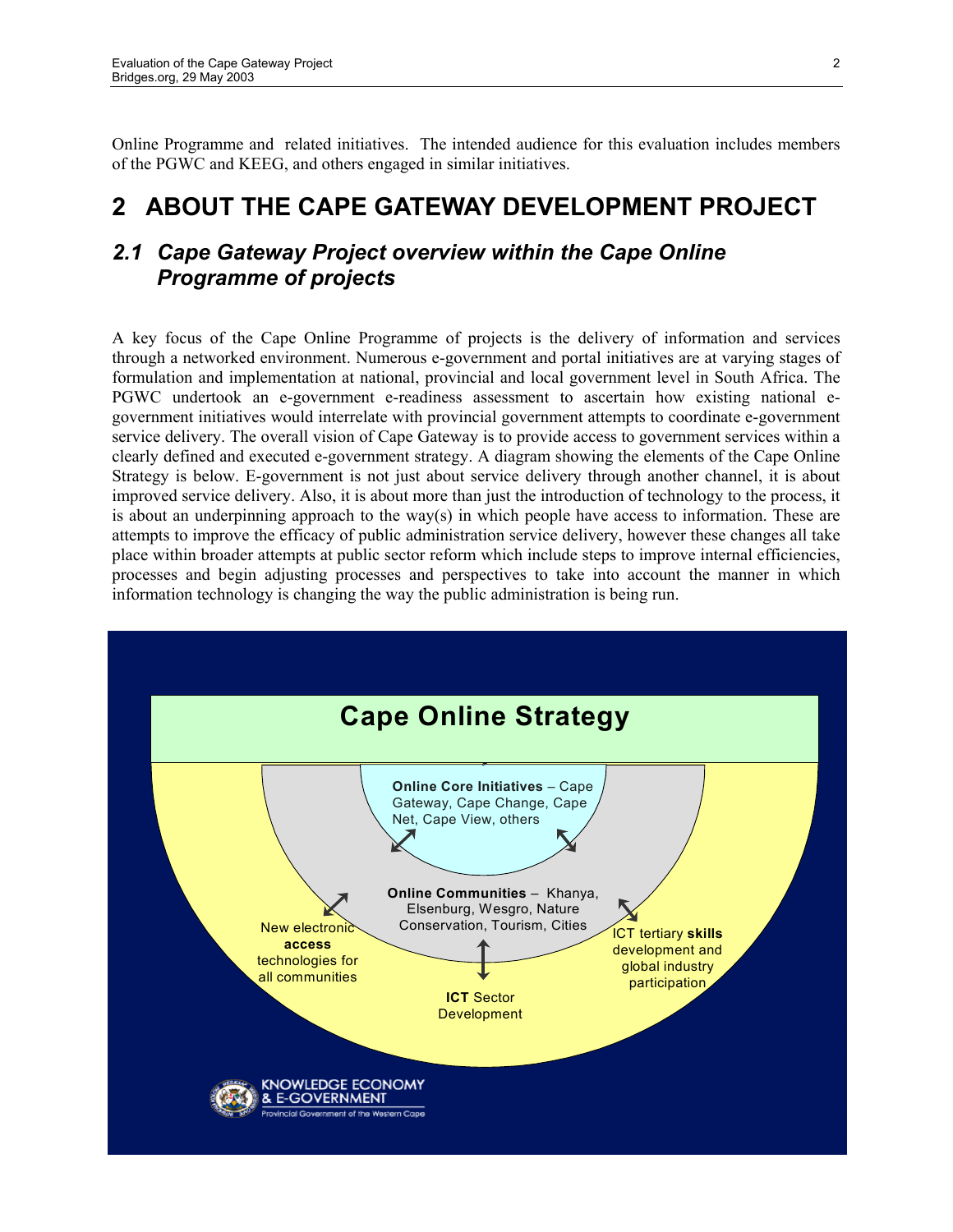Online Programme and related initiatives. The intended audience for this evaluation includes members of the PGWC and KEEG, and others engaged in similar initiatives.

# 2 ABOUT THE CAPE GATEWAY DEVELOPMENT PROJECT

## *2.1 Cape Gateway Project overview within the Cape Online Programme of projects*

A key focus of the Cape Online Programme of projects is the delivery of information and services through a networked environment. Numerous e-government and portal initiatives are at varying stages of formulation and implementation at national, provincial and local government level in South Africa. The PGWC undertook an e-government e-readiness assessment to ascertain how existing national e-government initiatives would interrelate with provincial government attempts to coordinate e-government service delivery. The overall vision of Cape Gateway is to provide access to government services within a clearly defined and executed e-government strategy. A diagram showing the elements of the Cape Online Strategy is below. E-government is not just about service delivery through another channel, it is about improved service delivery. Also, it is about more than just the introduction of technology to the process, it is about an underpinning approach to the way(s) in which people have access to information. These are attempts to improve the efficacy of public administration service delivery, however these changes all take place within broader attempts at public sector reform which include steps to improve internal efficiencies, processes and begin adjusting processes and perspectives to take into account the manner in which information technology is changing the way the public administration is being run.

**Cape Online Strategy**

**Online Core Initiatives** – Cape Gateway, Cape Change, Cape Net, Cape View, others

**Online Communities** – Khanya, Elsenburg, Wesgro, Nature Conservation, Tourism, Cities

New electronic **access** technologies for all communities

**ICT** Sector Development

ICT tertiary **skills** development and global industry participation

KNOWLEDGE ECONOMY & E-GOVERNMENT
Provincial Government of the Western Cape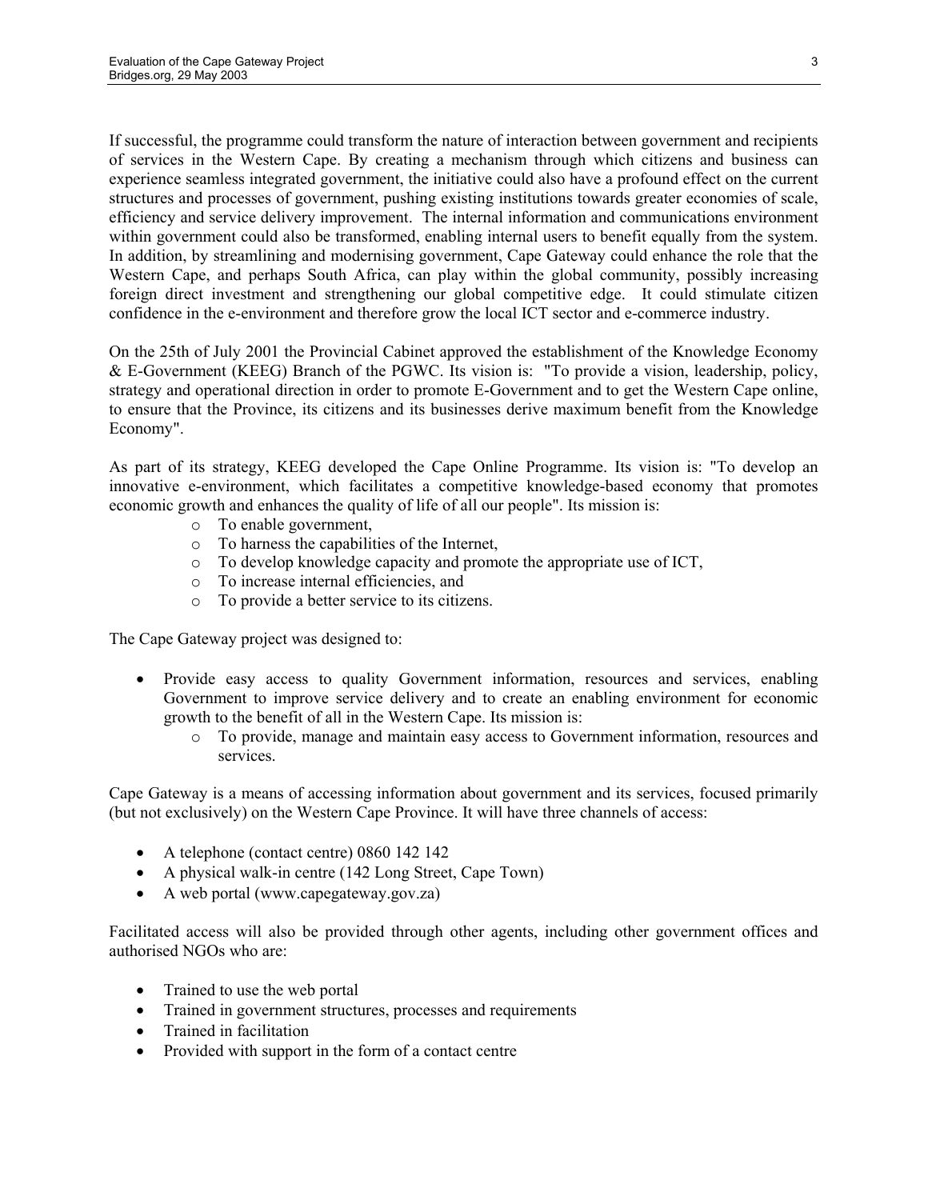If successful, the programme could transform the nature of interaction between government and recipients of services in the Western Cape. By creating a mechanism through which citizens and business can experience seamless integrated government, the initiative could also have a profound effect on the current structures and processes of government, pushing existing institutions towards greater economies of scale, efficiency and service delivery improvement. The internal information and communications environment within government could also be transformed, enabling internal users to benefit equally from the system. In addition, by streamlining and modernising government, Cape Gateway could enhance the role that the Western Cape, and perhaps South Africa, can play within the global community, possibly increasing foreign direct investment and strengthening our global competitive edge. It could stimulate citizen confidence in the e-environment and therefore grow the local ICT sector and e-commerce industry.

On the 25th of July 2001 the Provincial Cabinet approved the establishment of the Knowledge Economy & E-Government (KEEG) Branch of the PGWC. Its vision is: "To provide a vision, leadership, policy, strategy and operational direction in order to promote E-Government and to get the Western Cape online, to ensure that the Province, its citizens and its businesses derive maximum benefit from the Knowledge Economy".

As part of its strategy, KEEG developed the Cape Online Programme. Its vision is: "To develop an innovative e-environment, which facilitates a competitive knowledge-based economy that promotes economic growth and enhances the quality of life of all our people". Its mission is:

- To enable government,
- To harness the capabilities of the Internet,
- To develop knowledge capacity and promote the appropriate use of ICT,
- To increase internal efficiencies, and
- To provide a better service to its citizens.

The Cape Gateway project was designed to:

- Provide easy access to quality Government information, resources and services, enabling Government to improve service delivery and to create an enabling environment for economic growth to the benefit of all in the Western Cape. Its mission is:
  - To provide, manage and maintain easy access to Government information, resources and services.

Cape Gateway is a means of accessing information about government and its services, focused primarily (but not exclusively) on the Western Cape Province. It will have three channels of access:

- A telephone (contact centre) 0860 142 142
- A physical walk-in centre (142 Long Street, Cape Town)
- A web portal (www.capegateway.gov.za)

Facilitated access will also be provided through other agents, including other government offices and authorised NGOs who are:

- Trained to use the web portal
- Trained in government structures, processes and requirements
- Trained in facilitation
- Provided with support in the form of a contact centre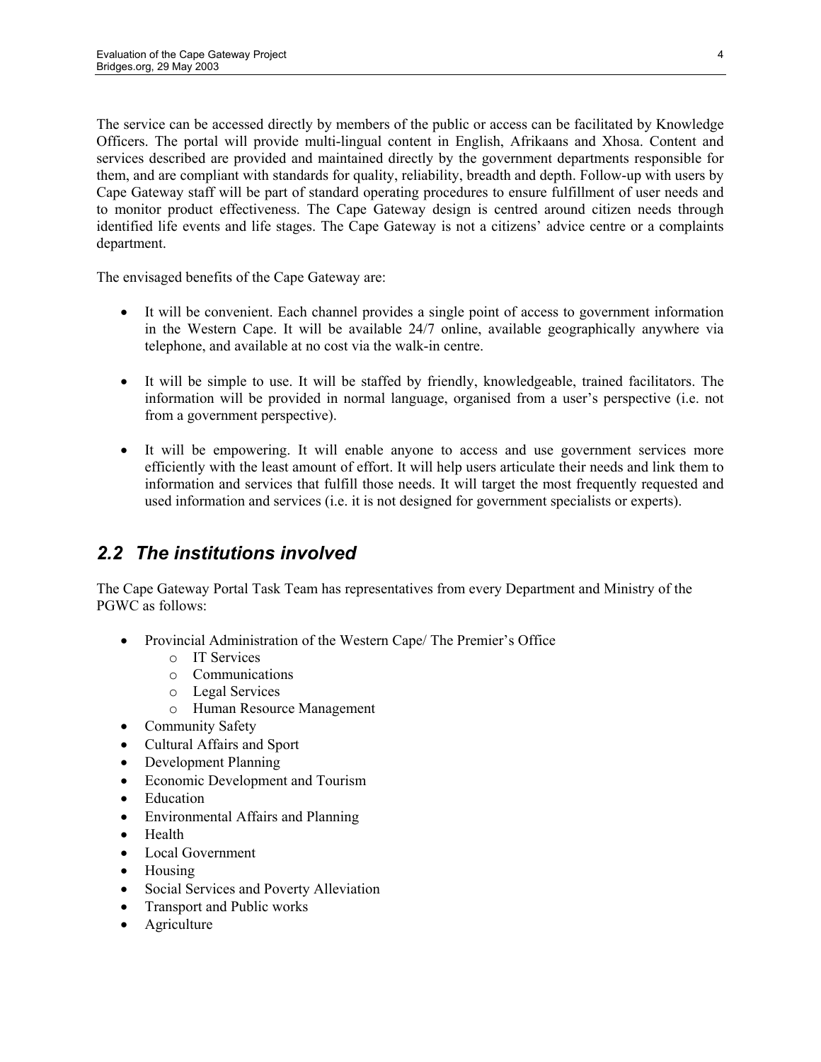The service can be accessed directly by members of the public or access can be facilitated by Knowledge Officers. The portal will provide multi-lingual content in English, Afrikaans and Xhosa. Content and services described are provided and maintained directly by the government departments responsible for them, and are compliant with standards for quality, reliability, breadth and depth. Follow-up with users by Cape Gateway staff will be part of standard operating procedures to ensure fulfillment of user needs and to monitor product effectiveness. The Cape Gateway design is centred around citizen needs through identified life events and life stages. The Cape Gateway is not a citizens' advice centre or a complaints department.

The envisaged benefits of the Cape Gateway are:

- It will be convenient. Each channel provides a single point of access to government information in the Western Cape. It will be available 24/7 online, available geographically anywhere via telephone, and available at no cost via the walk-in centre.

- It will be simple to use. It will be staffed by friendly, knowledgeable, trained facilitators. The information will be provided in normal language, organised from a user's perspective (i.e. not from a government perspective).

- It will be empowering. It will enable anyone to access and use government services more efficiently with the least amount of effort. It will help users articulate their needs and link them to information and services that fulfill those needs. It will target the most frequently requested and used information and services (i.e. it is not designed for government specialists or experts).

## *2.2 The institutions involved*

The Cape Gateway Portal Task Team has representatives from every Department and Ministry of the PGWC as follows:

- Provincial Administration of the Western Cape/ The Premier's Office
    - IT Services
    - Communications
    - Legal Services
    - Human Resource Management
- Community Safety
- Cultural Affairs and Sport
- Development Planning
- Economic Development and Tourism
- Education
- Environmental Affairs and Planning
- Health
- Local Government
- Housing
- Social Services and Poverty Alleviation
- Transport and Public works
- Agriculture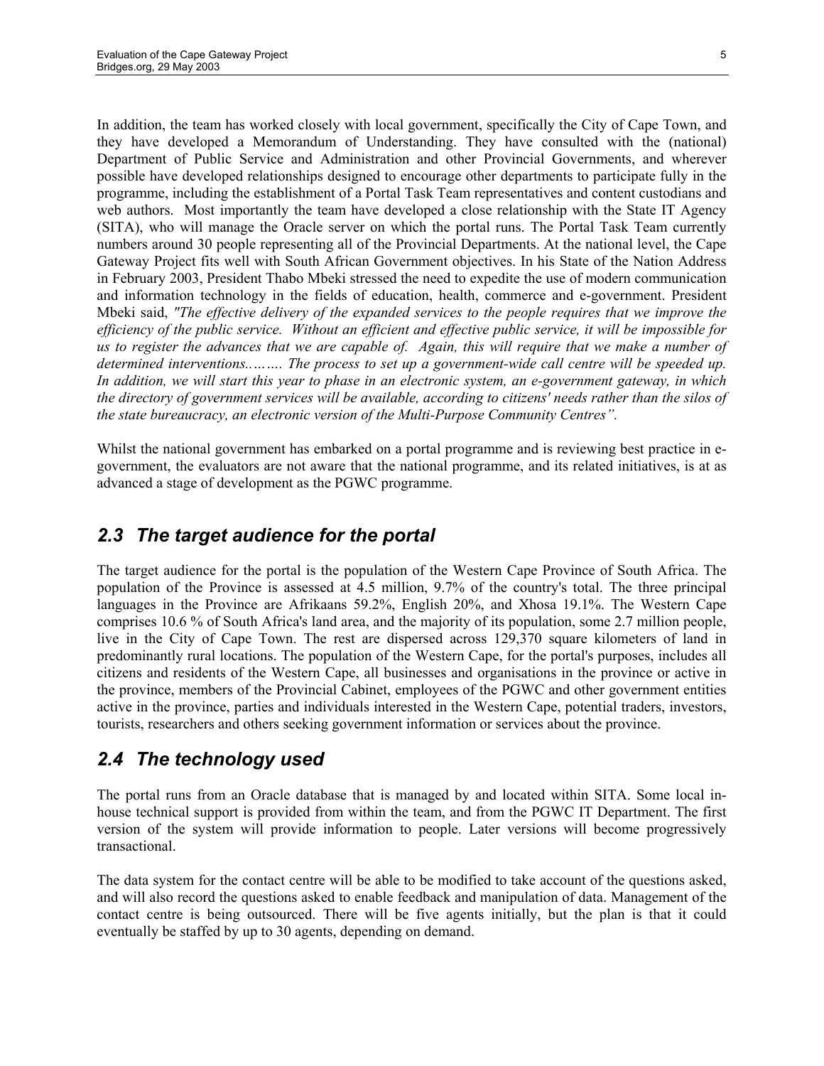In addition, the team has worked closely with local government, specifically the City of Cape Town, and they have developed a Memorandum of Understanding. They have consulted with the (national) Department of Public Service and Administration and other Provincial Governments, and wherever possible have developed relationships designed to encourage other departments to participate fully in the programme, including the establishment of a Portal Task Team representatives and content custodians and web authors. Most importantly the team have developed a close relationship with the State IT Agency (SITA), who will manage the Oracle server on which the portal runs. The Portal Task Team currently numbers around 30 people representing all of the Provincial Departments. At the national level, the Cape Gateway Project fits well with South African Government objectives. In his State of the Nation Address in February 2003, President Thabo Mbeki stressed the need to expedite the use of modern communication and information technology in the fields of education, health, commerce and e-government. President Mbeki said, *"The effective delivery of the expanded services to the people requires that we improve the efficiency of the public service. Without an efficient and effective public service, it will be impossible for us to register the advances that we are capable of. Again, this will require that we make a number of determined interventions.…….. The process to set up a government-wide call centre will be speeded up. In addition, we will start this year to phase in an electronic system, an e-government gateway, in which the directory of government services will be available, according to citizens' needs rather than the silos of the state bureaucracy, an electronic version of the Multi-Purpose Community Centres".*

Whilst the national government has embarked on a portal programme and is reviewing best practice in e-government, the evaluators are not aware that the national programme, and its related initiatives, is at as advanced a stage of development as the PGWC programme.

## 2.3 The target audience for the portal

The target audience for the portal is the population of the Western Cape Province of South Africa. The population of the Province is assessed at 4.5 million, 9.7% of the country's total. The three principal languages in the Province are Afrikaans 59.2%, English 20%, and Xhosa 19.1%. The Western Cape comprises 10.6 % of South Africa's land area, and the majority of its population, some 2.7 million people, live in the City of Cape Town. The rest are dispersed across 129,370 square kilometers of land in predominantly rural locations. The population of the Western Cape, for the portal's purposes, includes all citizens and residents of the Western Cape, all businesses and organisations in the province or active in the province, members of the Provincial Cabinet, employees of the PGWC and other government entities active in the province, parties and individuals interested in the Western Cape, potential traders, investors, tourists, researchers and others seeking government information or services about the province.

## 2.4 The technology used

The portal runs from an Oracle database that is managed by and located within SITA. Some local in-house technical support is provided from within the team, and from the PGWC IT Department. The first version of the system will provide information to people. Later versions will become progressively transactional.

The data system for the contact centre will be able to be modified to take account of the questions asked, and will also record the questions asked to enable feedback and manipulation of data. Management of the contact centre is being outsourced. There will be five agents initially, but the plan is that it could eventually be staffed by up to 30 agents, depending on demand.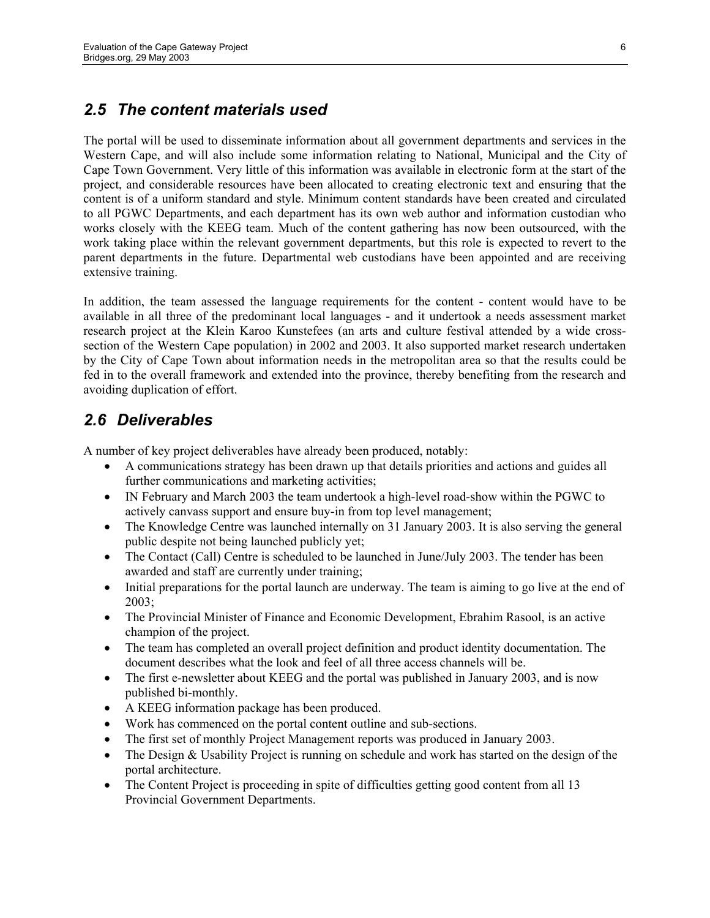## 2.5 The content materials used

The portal will be used to disseminate information about all government departments and services in the Western Cape, and will also include some information relating to National, Municipal and the City of Cape Town Government. Very little of this information was available in electronic form at the start of the project, and considerable resources have been allocated to creating electronic text and ensuring that the content is of a uniform standard and style. Minimum content standards have been created and circulated to all PGWC Departments, and each department has its own web author and information custodian who works closely with the KEEG team. Much of the content gathering has now been outsourced, with the work taking place within the relevant government departments, but this role is expected to revert to the parent departments in the future. Departmental web custodians have been appointed and are receiving extensive training.

In addition, the team assessed the language requirements for the content - content would have to be available in all three of the predominant local languages - and it undertook a needs assessment market research project at the Klein Karoo Kunstefees (an arts and culture festival attended by a wide cross-section of the Western Cape population) in 2002 and 2003. It also supported market research undertaken by the City of Cape Town about information needs in the metropolitan area so that the results could be fed in to the overall framework and extended into the province, thereby benefiting from the research and avoiding duplication of effort.

## 2.6 Deliverables

A number of key project deliverables have already been produced, notably:

- A communications strategy has been drawn up that details priorities and actions and guides all further communications and marketing activities;
- IN February and March 2003 the team undertook a high-level road-show within the PGWC to actively canvass support and ensure buy-in from top level management;
- The Knowledge Centre was launched internally on 31 January 2003. It is also serving the general public despite not being launched publicly yet;
- The Contact (Call) Centre is scheduled to be launched in June/July 2003. The tender has been awarded and staff are currently under training;
- Initial preparations for the portal launch are underway. The team is aiming to go live at the end of 2003;
- The Provincial Minister of Finance and Economic Development, Ebrahim Rasool, is an active champion of the project.
- The team has completed an overall project definition and product identity documentation. The document describes what the look and feel of all three access channels will be.
- The first e-newsletter about KEEG and the portal was published in January 2003, and is now published bi-monthly.
- A KEEG information package has been produced.
- Work has commenced on the portal content outline and sub-sections.
- The first set of monthly Project Management reports was produced in January 2003.
- The Design & Usability Project is running on schedule and work has started on the design of the portal architecture.
- The Content Project is proceeding in spite of difficulties getting good content from all 13 Provincial Government Departments.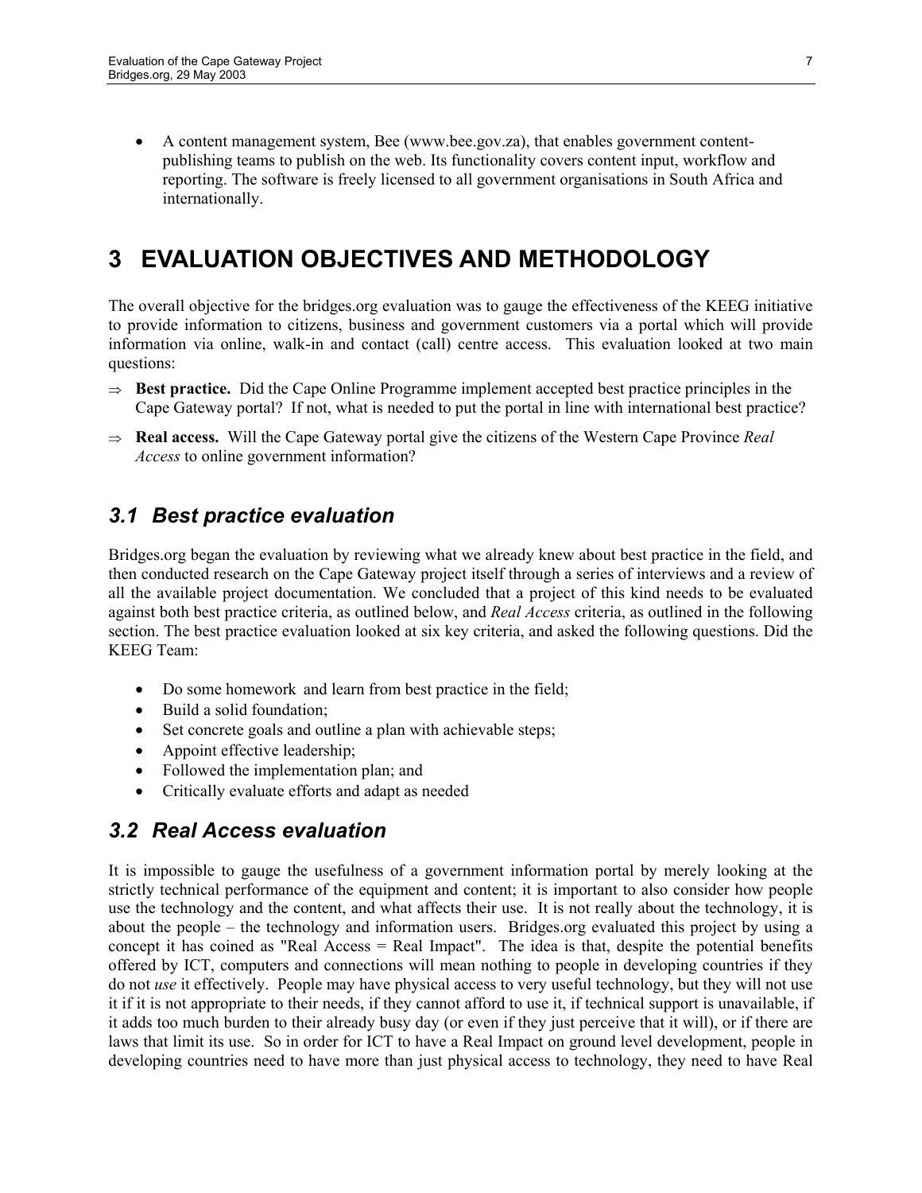- A content management system, Bee (www.bee.gov.za), that enables government content-publishing teams to publish on the web. Its functionality covers content input, workflow and reporting. The software is freely licensed to all government organisations in South Africa and internationally.

# 3 EVALUATION OBJECTIVES AND METHODOLOGY

The overall objective for the bridges.org evaluation was to gauge the effectiveness of the KEEG initiative to provide information to citizens, business and government customers via a portal which will provide information via online, walk-in and contact (call) centre access. This evaluation looked at two main questions:

⇒ **Best practice.** Did the Cape Online Programme implement accepted best practice principles in the Cape Gateway portal? If not, what is needed to put the portal in line with international best practice?

⇒ **Real access.** Will the Cape Gateway portal give the citizens of the Western Cape Province *Real Access* to online government information?

## 3.1 Best practice evaluation

Bridges.org began the evaluation by reviewing what we already knew about best practice in the field, and then conducted research on the Cape Gateway project itself through a series of interviews and a review of all the available project documentation. We concluded that a project of this kind needs to be evaluated against both best practice criteria, as outlined below, and *Real Access* criteria, as outlined in the following section. The best practice evaluation looked at six key criteria, and asked the following questions. Did the KEEG Team:

- Do some homework and learn from best practice in the field;
- Build a solid foundation;
- Set concrete goals and outline a plan with achievable steps;
- Appoint effective leadership;
- Followed the implementation plan; and
- Critically evaluate efforts and adapt as needed

## 3.2 Real Access evaluation

It is impossible to gauge the usefulness of a government information portal by merely looking at the strictly technical performance of the equipment and content; it is important to also consider how people use the technology and the content, and what affects their use. It is not really about the technology, it is about the people – the technology and information users. Bridges.org evaluated this project by using a concept it has coined as "Real Access = Real Impact". The idea is that, despite the potential benefits offered by ICT, computers and connections will mean nothing to people in developing countries if they do not *use* it effectively. People may have physical access to very useful technology, but they will not use it if it is not appropriate to their needs, if they cannot afford to use it, if technical support is unavailable, if it adds too much burden to their already busy day (or even if they just perceive that it will), or if there are laws that limit its use. So in order for ICT to have a Real Impact on ground level development, people in developing countries need to have more than just physical access to technology, they need to have Real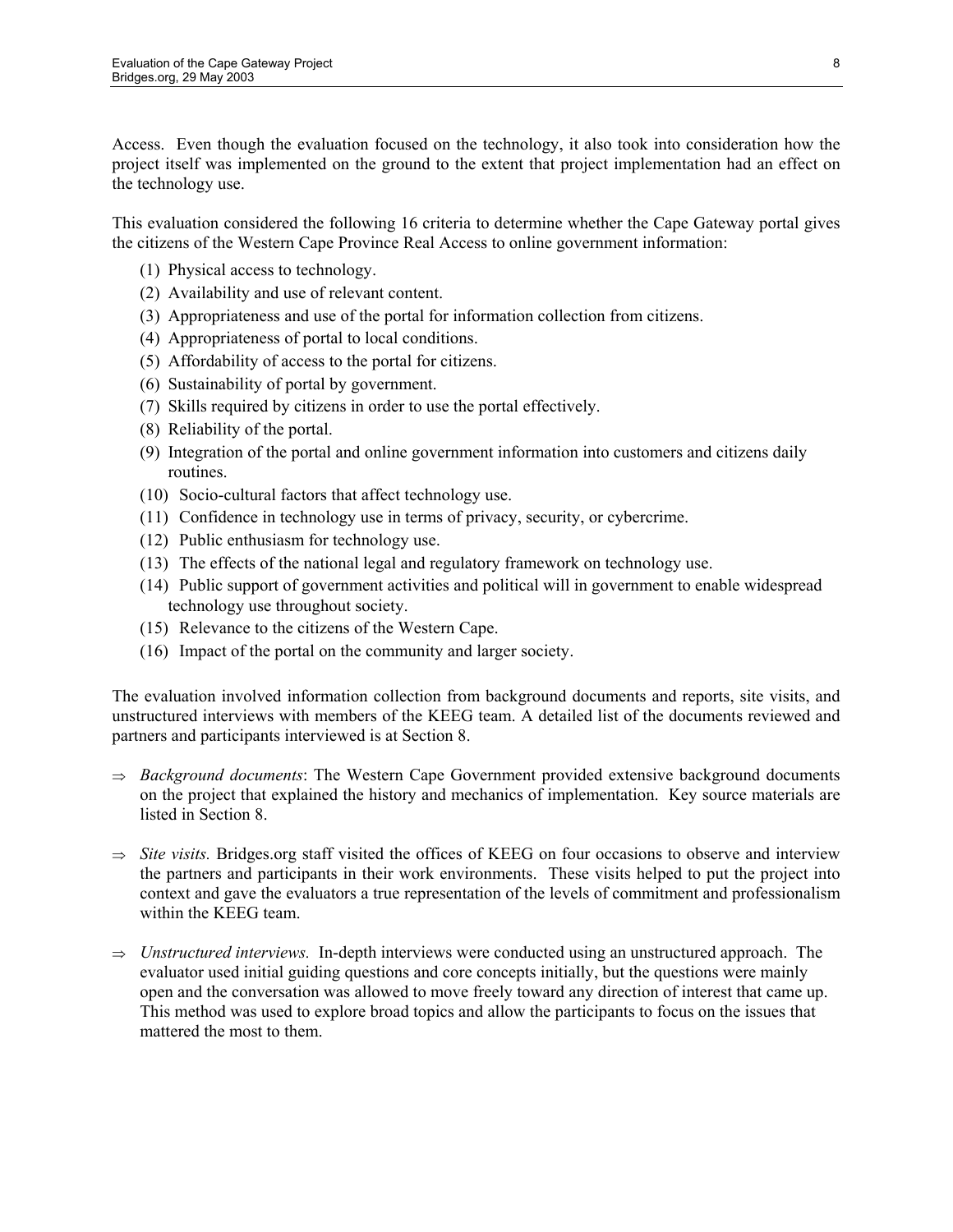Access. Even though the evaluation focused on the technology, it also took into consideration how the project itself was implemented on the ground to the extent that project implementation had an effect on the technology use.

This evaluation considered the following 16 criteria to determine whether the Cape Gateway portal gives the citizens of the Western Cape Province Real Access to online government information:

(1) Physical access to technology.
(2) Availability and use of relevant content.
(3) Appropriateness and use of the portal for information collection from citizens.
(4) Appropriateness of portal to local conditions.
(5) Affordability of access to the portal for citizens.
(6) Sustainability of portal by government.
(7) Skills required by citizens in order to use the portal effectively.
(8) Reliability of the portal.
(9) Integration of the portal and online government information into customers and citizens daily routines.
(10) Socio-cultural factors that affect technology use.
(11) Confidence in technology use in terms of privacy, security, or cybercrime.
(12) Public enthusiasm for technology use.
(13) The effects of the national legal and regulatory framework on technology use.
(14) Public support of government activities and political will in government to enable widespread technology use throughout society.
(15) Relevance to the citizens of the Western Cape.
(16) Impact of the portal on the community and larger society.

The evaluation involved information collection from background documents and reports, site visits, and unstructured interviews with members of the KEEG team. A detailed list of the documents reviewed and partners and participants interviewed is at Section 8.

⇒ *Background documents*: The Western Cape Government provided extensive background documents on the project that explained the history and mechanics of implementation. Key source materials are listed in Section 8.

⇒ *Site visits.* Bridges.org staff visited the offices of KEEG on four occasions to observe and interview the partners and participants in their work environments. These visits helped to put the project into context and gave the evaluators a true representation of the levels of commitment and professionalism within the KEEG team.

⇒ *Unstructured interviews.* In-depth interviews were conducted using an unstructured approach. The evaluator used initial guiding questions and core concepts initially, but the questions were mainly open and the conversation was allowed to move freely toward any direction of interest that came up. This method was used to explore broad topics and allow the participants to focus on the issues that mattered the most to them.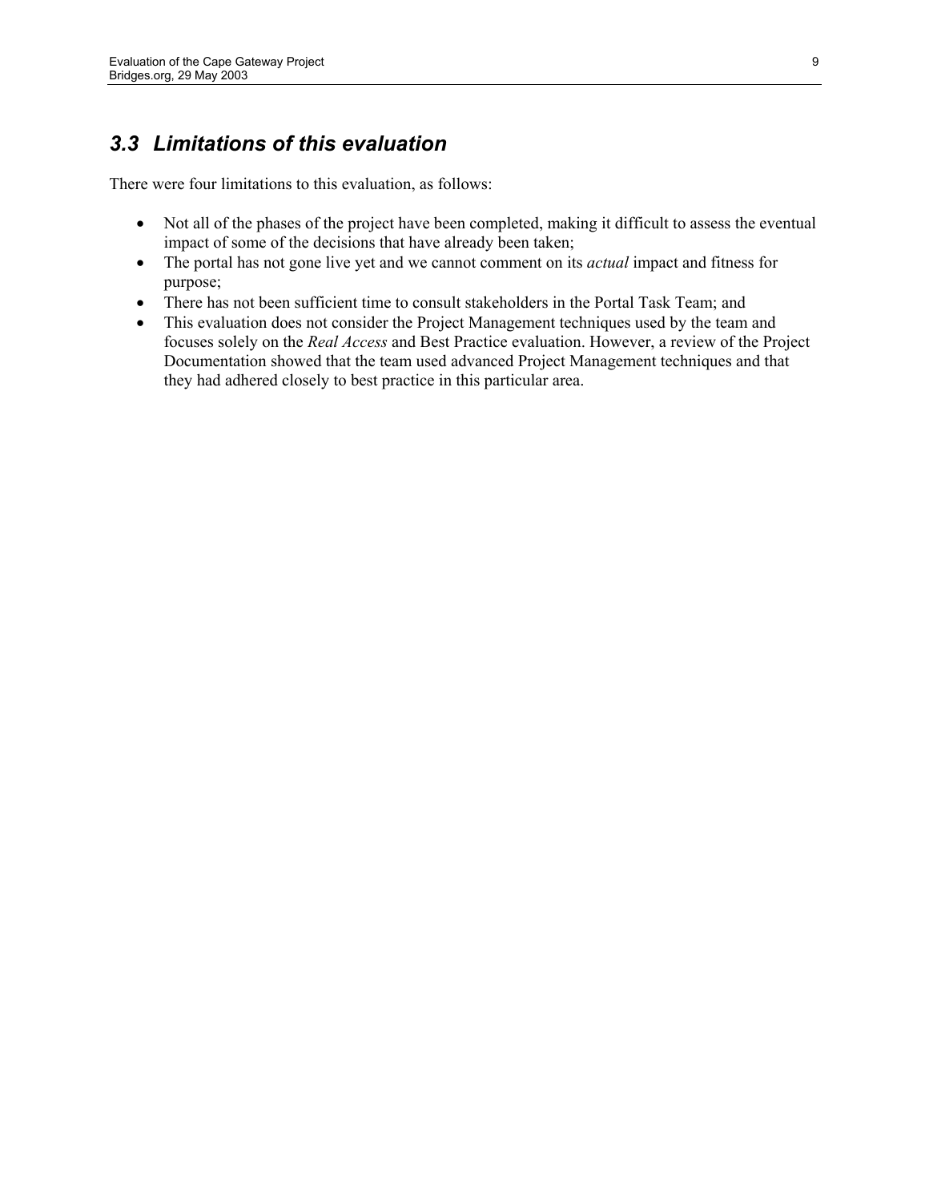## *3.3 Limitations of this evaluation*

There were four limitations to this evaluation, as follows:

- Not all of the phases of the project have been completed, making it difficult to assess the eventual impact of some of the decisions that have already been taken;
- The portal has not gone live yet and we cannot comment on its *actual* impact and fitness for purpose;
- There has not been sufficient time to consult stakeholders in the Portal Task Team; and
- This evaluation does not consider the Project Management techniques used by the team and focuses solely on the *Real Access* and Best Practice evaluation. However, a review of the Project Documentation showed that the team used advanced Project Management techniques and that they had adhered closely to best practice in this particular area.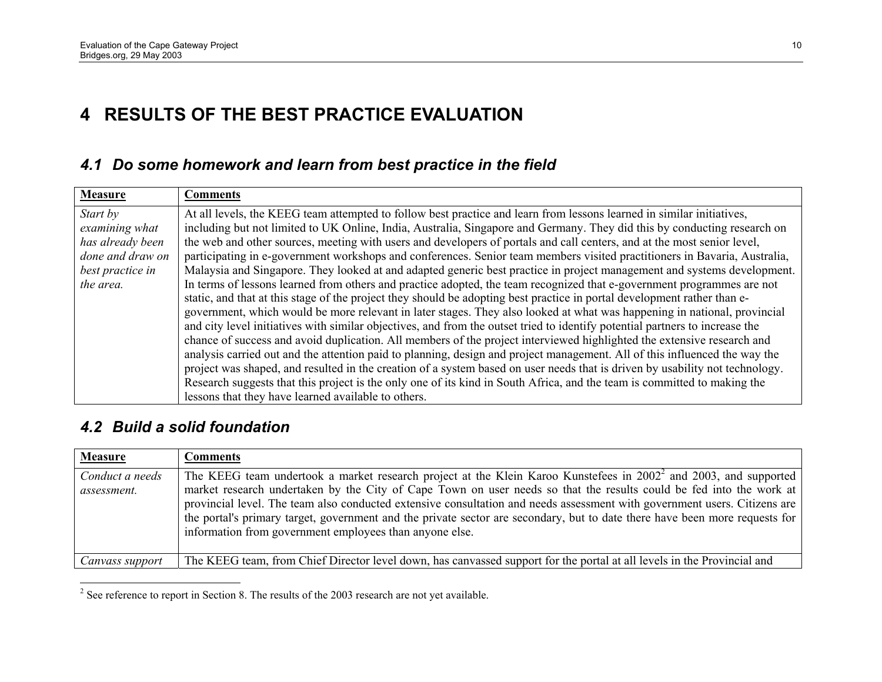# 4 RESULTS OF THE BEST PRACTICE EVALUATION

## 4.1 Do some homework and learn from best practice in the field

| Measure | Comments |
|---|---|
| *Start by examining what has already been done and draw on best practice in the area.* | At all levels, the KEEG team attempted to follow best practice and learn from lessons learned in similar initiatives, including but not limited to UK Online, India, Australia, Singapore and Germany. They did this by conducting research on the web and other sources, meeting with users and developers of portals and call centers, and at the most senior level, participating in e-government workshops and conferences. Senior team members visited practitioners in Bavaria, Australia, Malaysia and Singapore. They looked at and adapted generic best practice in project management and systems development. In terms of lessons learned from others and practice adopted, the team recognized that e-government programmes are not static, and that at this stage of the project they should be adopting best practice in portal development rather than e-government, which would be more relevant in later stages. They also looked at what was happening in national, provincial and city level initiatives with similar objectives, and from the outset tried to identify potential partners to increase the chance of success and avoid duplication. All members of the project interviewed highlighted the extensive research and analysis carried out and the attention paid to planning, design and project management. All of this influenced the way the project was shaped, and resulted in the creation of a system based on user needs that is driven by usability not technology. Research suggests that this project is the only one of its kind in South Africa, and the team is committed to making the lessons that they have learned available to others. |

## 4.2 Build a solid foundation

| Measure | Comments |
|---|---|
| *Conduct a needs assessment.* | The KEEG team undertook a market research project at the Klein Karoo Kunstefees in 2002[2] and 2003, and supported market research undertaken by the City of Cape Town on user needs so that the results could be fed into the work at provincial level. The team also conducted extensive consultation and needs assessment with government users. Citizens are the portal's primary target, government and the private sector are secondary, but to date there have been more requests for information from government employees than anyone else. |
| *Canvass support* | The KEEG team, from Chief Director level down, has canvassed support for the portal at all levels in the Provincial and |

[2] See reference to report in Section 8. The results of the 2003 research are not yet available.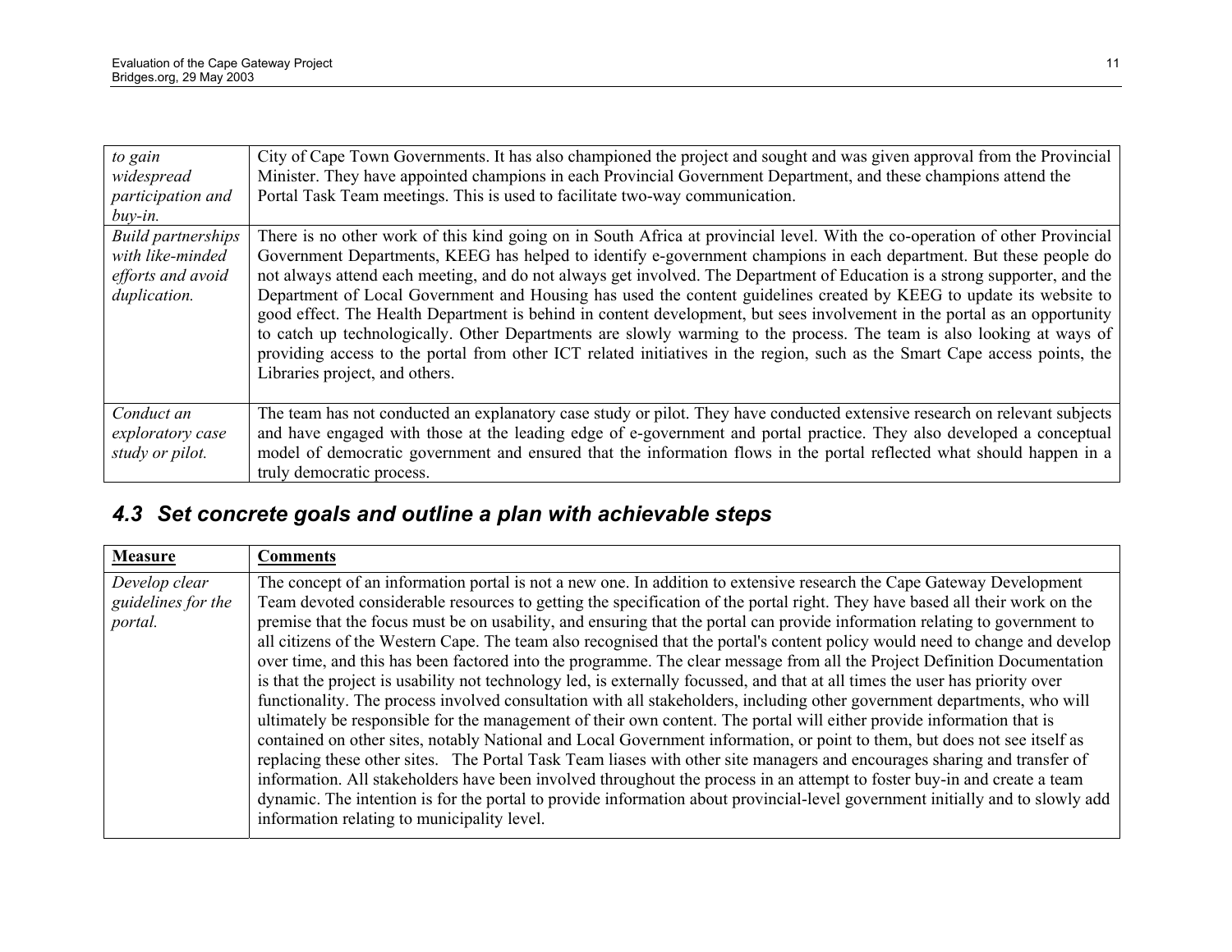| | |
|---|---|
| *to gain widespread participation and buy-in.* | City of Cape Town Governments. It has also championed the project and sought and was given approval from the Provincial Minister. They have appointed champions in each Provincial Government Department, and these champions attend the Portal Task Team meetings. This is used to facilitate two-way communication. |
| *Build partnerships with like-minded efforts and avoid duplication.* | There is no other work of this kind going on in South Africa at provincial level. With the co-operation of other Provincial Government Departments, KEEG has helped to identify e-government champions in each department. But these people do not always attend each meeting, and do not always get involved. The Department of Education is a strong supporter, and the Department of Local Government and Housing has used the content guidelines created by KEEG to update its website to good effect. The Health Department is behind in content development, but sees involvement in the portal as an opportunity to catch up technologically. Other Departments are slowly warming to the process. The team is also looking at ways of providing access to the portal from other ICT related initiatives in the region, such as the Smart Cape access points, the Libraries project, and others. |
| *Conduct an exploratory case study or pilot.* | The team has not conducted an explanatory case study or pilot. They have conducted extensive research on relevant subjects and have engaged with those at the leading edge of e-government and portal practice. They also developed a conceptual model of democratic government and ensured that the information flows in the portal reflected what should happen in a truly democratic process. |

## 4.3 Set concrete goals and outline a plan with achievable steps

| **Measure** | **Comments** |
|---|---|
| *Develop clear guidelines for the portal.* | The concept of an information portal is not a new one. In addition to extensive research the Cape Gateway Development Team devoted considerable resources to getting the specification of the portal right. They have based all their work on the premise that the focus must be on usability, and ensuring that the portal can provide information relating to government to all citizens of the Western Cape. The team also recognised that the portal's content policy would need to change and develop over time, and this has been factored into the programme. The clear message from all the Project Definition Documentation is that the project is usability not technology led, is externally focussed, and that at all times the user has priority over functionality. The process involved consultation with all stakeholders, including other government departments, who will ultimately be responsible for the management of their own content. The portal will either provide information that is contained on other sites, notably National and Local Government information, or point to them, but does not see itself as replacing these other sites. The Portal Task Team liases with other site managers and encourages sharing and transfer of information. All stakeholders have been involved throughout the process in an attempt to foster buy-in and create a team dynamic. The intention is for the portal to provide information about provincial-level government initially and to slowly add information relating to municipality level. |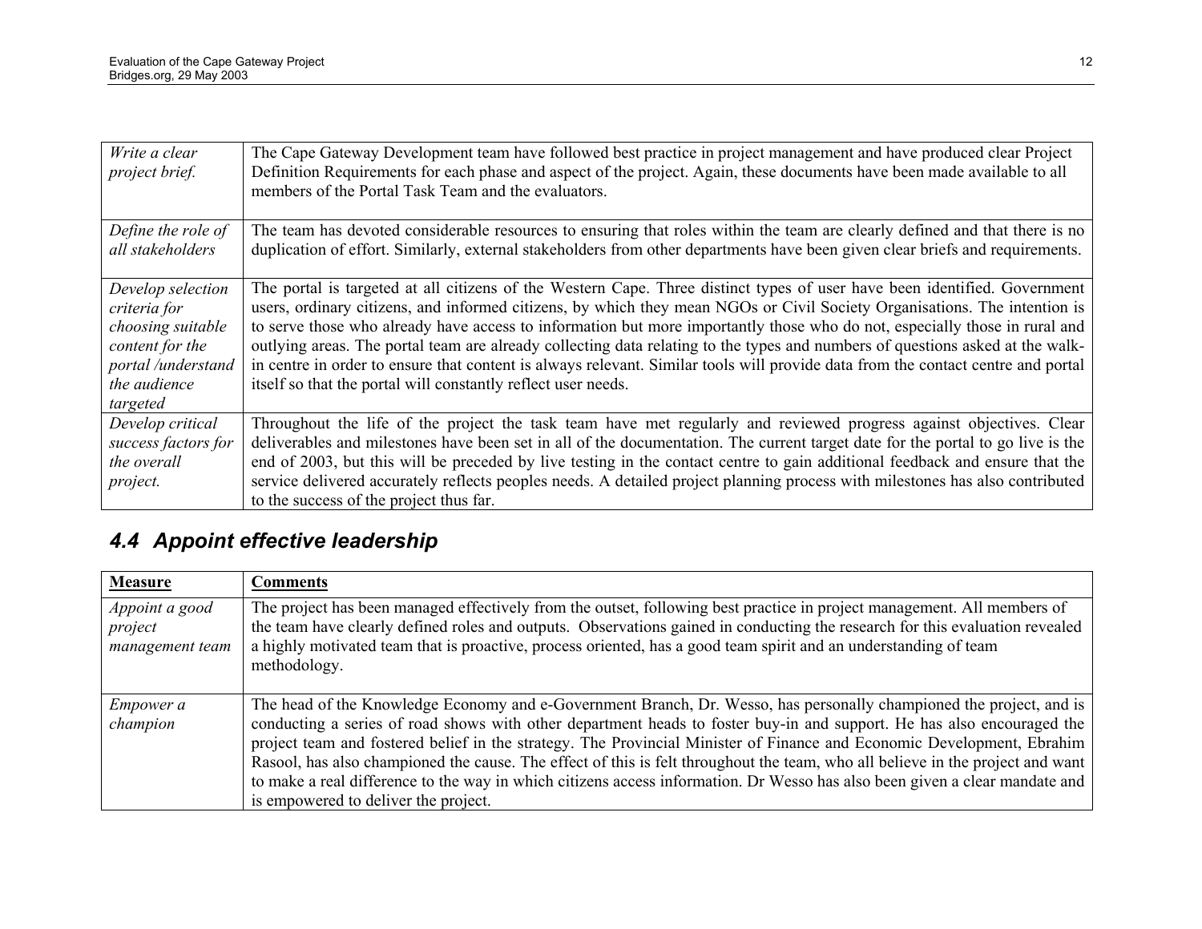| | |
|---|---|
| *Write a clear project brief.* | The Cape Gateway Development team have followed best practice in project management and have produced clear Project Definition Requirements for each phase and aspect of the project. Again, these documents have been made available to all members of the Portal Task Team and the evaluators. |
| *Define the role of all stakeholders* | The team has devoted considerable resources to ensuring that roles within the team are clearly defined and that there is no duplication of effort. Similarly, external stakeholders from other departments have been given clear briefs and requirements. |
| *Develop selection criteria for choosing suitable content for the portal /understand the audience targeted* | The portal is targeted at all citizens of the Western Cape. Three distinct types of user have been identified. Government users, ordinary citizens, and informed citizens, by which they mean NGOs or Civil Society Organisations. The intention is to serve those who already have access to information but more importantly those who do not, especially those in rural and outlying areas. The portal team are already collecting data relating to the types and numbers of questions asked at the walk-in centre in order to ensure that content is always relevant. Similar tools will provide data from the contact centre and portal itself so that the portal will constantly reflect user needs. |
| *Develop critical success factors for the overall project.* | Throughout the life of the project the task team have met regularly and reviewed progress against objectives. Clear deliverables and milestones have been set in all of the documentation. The current target date for the portal to go live is the end of 2003, but this will be preceded by live testing in the contact centre to gain additional feedback and ensure that the service delivered accurately reflects peoples needs. A detailed project planning process with milestones has also contributed to the success of the project thus far. |

## 4.4 Appoint effective leadership

| **Measure** | **Comments** |
|---|---|
| *Appoint a good project management team* | The project has been managed effectively from the outset, following best practice in project management. All members of the team have clearly defined roles and outputs. Observations gained in conducting the research for this evaluation revealed a highly motivated team that is proactive, process oriented, has a good team spirit and an understanding of team methodology. |
| *Empower a champion* | The head of the Knowledge Economy and e-Government Branch, Dr. Wesso, has personally championed the project, and is conducting a series of road shows with other department heads to foster buy-in and support. He has also encouraged the project team and fostered belief in the strategy. The Provincial Minister of Finance and Economic Development, Ebrahim Rasool, has also championed the cause. The effect of this is felt throughout the team, who all believe in the project and want to make a real difference to the way in which citizens access information. Dr Wesso has also been given a clear mandate and is empowered to deliver the project. |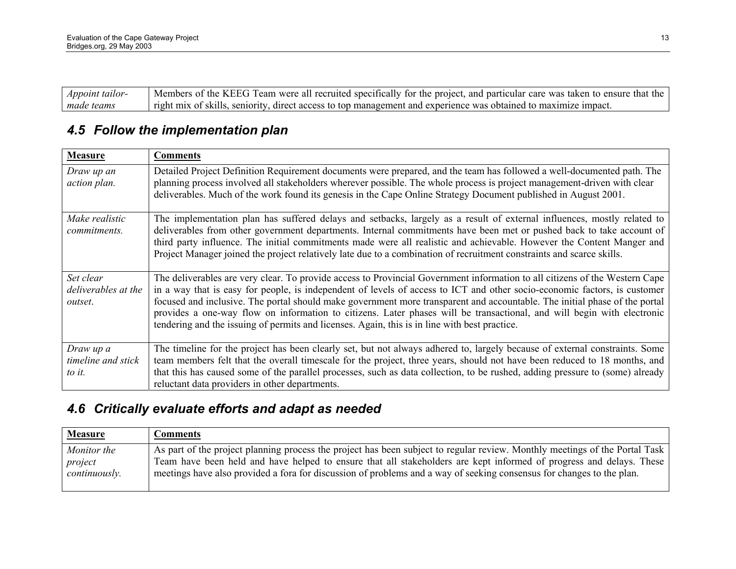| | |
|---|---|
| *Appoint tailor-made teams* | Members of the KEEG Team were all recruited specifically for the project, and particular care was taken to ensure that the right mix of skills, seniority, direct access to top management and experience was obtained to maximize impact. |

## *4.5 Follow the implementation plan*

| **Measure** | **Comments** |
|---|---|
| *Draw up an action plan.* | Detailed Project Definition Requirement documents were prepared, and the team has followed a well-documented path. The planning process involved all stakeholders wherever possible. The whole process is project management-driven with clear deliverables. Much of the work found its genesis in the Cape Online Strategy Document published in August 2001. |
| *Make realistic commitments.* | The implementation plan has suffered delays and setbacks, largely as a result of external influences, mostly related to deliverables from other government departments. Internal commitments have been met or pushed back to take account of third party influence. The initial commitments made were all realistic and achievable. However the Content Manger and Project Manager joined the project relatively late due to a combination of recruitment constraints and scarce skills. |
| *Set clear deliverables at the outset.* | The deliverables are very clear. To provide access to Provincial Government information to all citizens of the Western Cape in a way that is easy for people, is independent of levels of access to ICT and other socio-economic factors, is customer focused and inclusive. The portal should make government more transparent and accountable. The initial phase of the portal provides a one-way flow on information to citizens. Later phases will be transactional, and will begin with electronic tendering and the issuing of permits and licenses. Again, this is in line with best practice. |
| *Draw up a timeline and stick to it.* | The timeline for the project has been clearly set, but not always adhered to, largely because of external constraints. Some team members felt that the overall timescale for the project, three years, should not have been reduced to 18 months, and that this has caused some of the parallel processes, such as data collection, to be rushed, adding pressure to (some) already reluctant data providers in other departments. |

## *4.6 Critically evaluate efforts and adapt as needed*

| **Measure** | **Comments** |
|---|---|
| *Monitor the project continuously.* | As part of the project planning process the project has been subject to regular review. Monthly meetings of the Portal Task Team have been held and have helped to ensure that all stakeholders are kept informed of progress and delays. These meetings have also provided a fora for discussion of problems and a way of seeking consensus for changes to the plan. |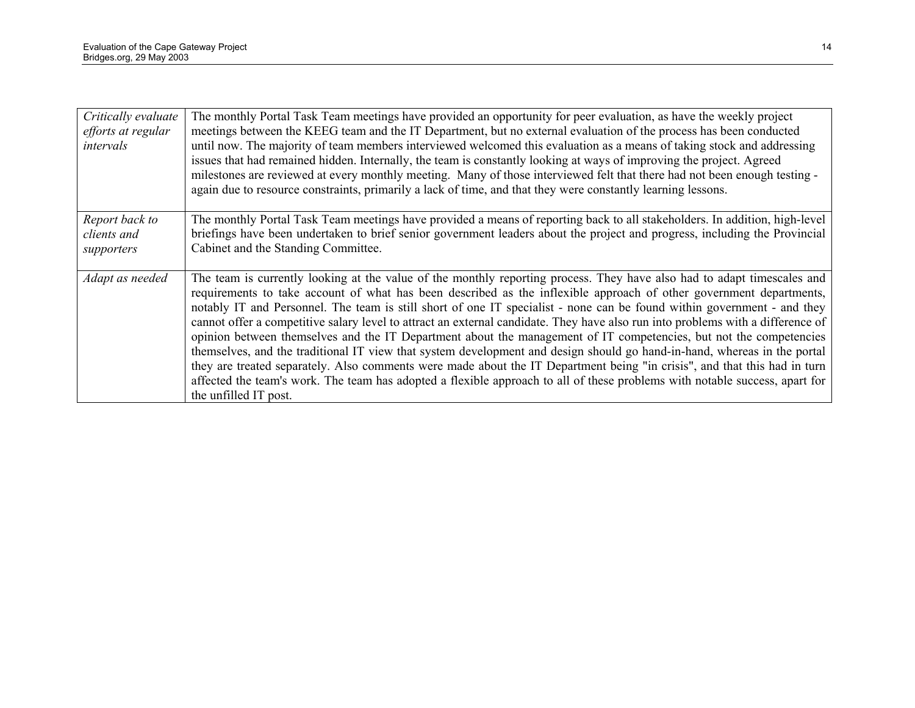| | |
|---|---|
| *Critically evaluate efforts at regular intervals* | The monthly Portal Task Team meetings have provided an opportunity for peer evaluation, as have the weekly project meetings between the KEEG team and the IT Department, but no external evaluation of the process has been conducted until now. The majority of team members interviewed welcomed this evaluation as a means of taking stock and addressing issues that had remained hidden. Internally, the team is constantly looking at ways of improving the project. Agreed milestones are reviewed at every monthly meeting. Many of those interviewed felt that there had not been enough testing - again due to resource constraints, primarily a lack of time, and that they were constantly learning lessons. |
| *Report back to clients and supporters* | The monthly Portal Task Team meetings have provided a means of reporting back to all stakeholders. In addition, high-level briefings have been undertaken to brief senior government leaders about the project and progress, including the Provincial Cabinet and the Standing Committee. |
| *Adapt as needed* | The team is currently looking at the value of the monthly reporting process. They have also had to adapt timescales and requirements to take account of what has been described as the inflexible approach of other government departments, notably IT and Personnel. The team is still short of one IT specialist - none can be found within government - and they cannot offer a competitive salary level to attract an external candidate. They have also run into problems with a difference of opinion between themselves and the IT Department about the management of IT competencies, but not the competencies themselves, and the traditional IT view that system development and design should go hand-in-hand, whereas in the portal they are treated separately. Also comments were made about the IT Department being "in crisis", and that this had in turn affected the team's work. The team has adopted a flexible approach to all of these problems with notable success, apart for the unfilled IT post. |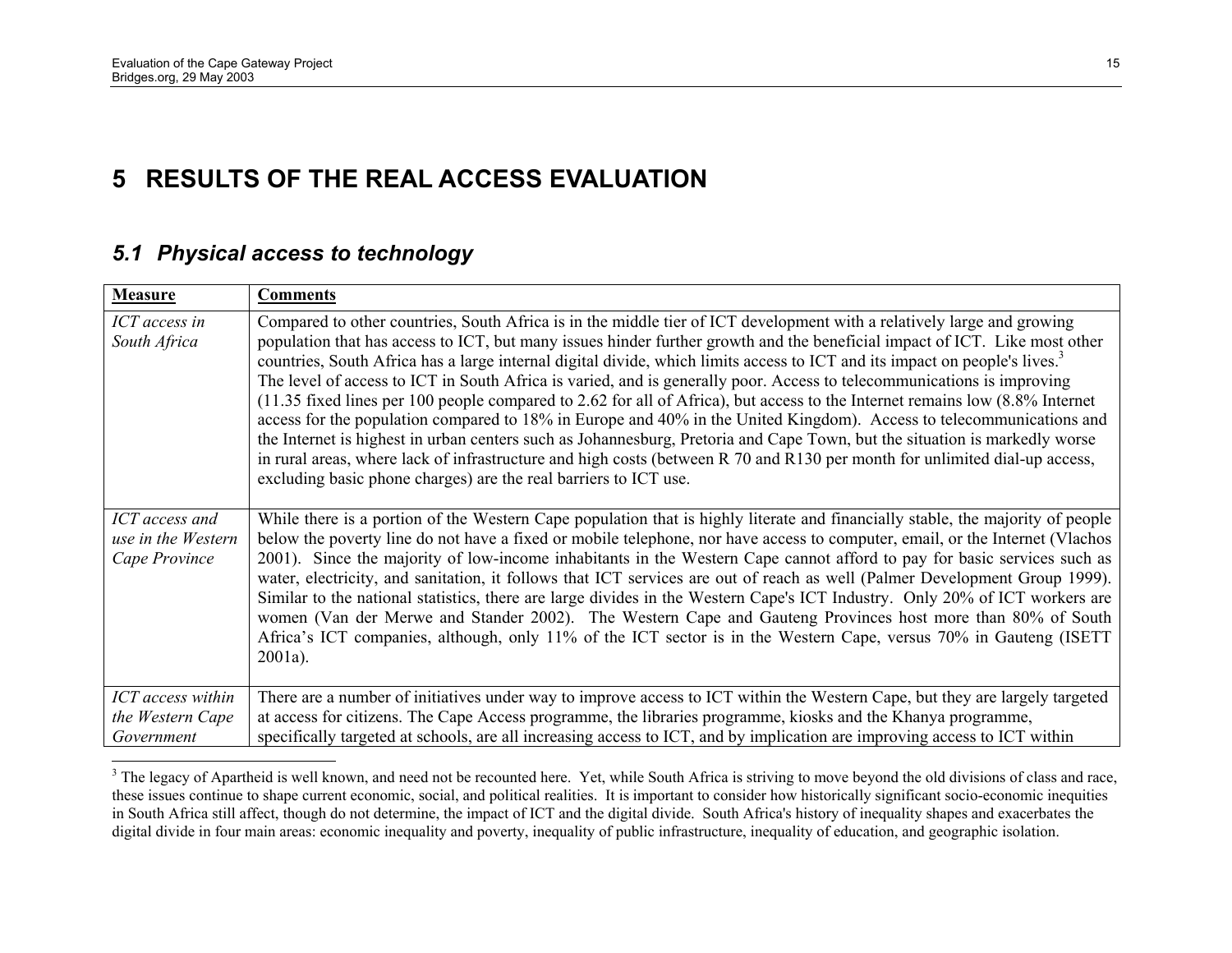# 5 RESULTS OF THE REAL ACCESS EVALUATION

## 5.1 Physical access to technology

| **Measure** | **Comments** |
| --- | --- |
| *ICT access in South Africa* | Compared to other countries, South Africa is in the middle tier of ICT development with a relatively large and growing population that has access to ICT, but many issues hinder further growth and the beneficial impact of ICT. Like most other countries, South Africa has a large internal digital divide, which limits access to ICT and its impact on people's lives.[3] The level of access to ICT in South Africa is varied, and is generally poor. Access to telecommunications is improving (11.35 fixed lines per 100 people compared to 2.62 for all of Africa), but access to the Internet remains low (8.8% Internet access for the population compared to 18% in Europe and 40% in the United Kingdom). Access to telecommunications and the Internet is highest in urban centers such as Johannesburg, Pretoria and Cape Town, but the situation is markedly worse in rural areas, where lack of infrastructure and high costs (between R 70 and R130 per month for unlimited dial-up access, excluding basic phone charges) are the real barriers to ICT use. |
| *ICT access and use in the Western Cape Province* | While there is a portion of the Western Cape population that is highly literate and financially stable, the majority of people below the poverty line do not have a fixed or mobile telephone, nor have access to computer, email, or the Internet (Vlachos 2001). Since the majority of low-income inhabitants in the Western Cape cannot afford to pay for basic services such as water, electricity, and sanitation, it follows that ICT services are out of reach as well (Palmer Development Group 1999). Similar to the national statistics, there are large divides in the Western Cape's ICT Industry. Only 20% of ICT workers are women (Van der Merwe and Stander 2002). The Western Cape and Gauteng Provinces host more than 80% of South Africa's ICT companies, although, only 11% of the ICT sector is in the Western Cape, versus 70% in Gauteng (ISETT 2001a). |
| *ICT access within the Western Cape Government* | There are a number of initiatives under way to improve access to ICT within the Western Cape, but they are largely targeted at access for citizens. The Cape Access programme, the libraries programme, kiosks and the Khanya programme, specifically targeted at schools, are all increasing access to ICT, and by implication are improving access to ICT within |

[3] The legacy of Apartheid is well known, and need not be recounted here. Yet, while South Africa is striving to move beyond the old divisions of class and race, these issues continue to shape current economic, social, and political realities. It is important to consider how historically significant socio-economic inequities in South Africa still affect, though do not determine, the impact of ICT and the digital divide. South Africa's history of inequality shapes and exacerbates the digital divide in four main areas: economic inequality and poverty, inequality of public infrastructure, inequality of education, and geographic isolation.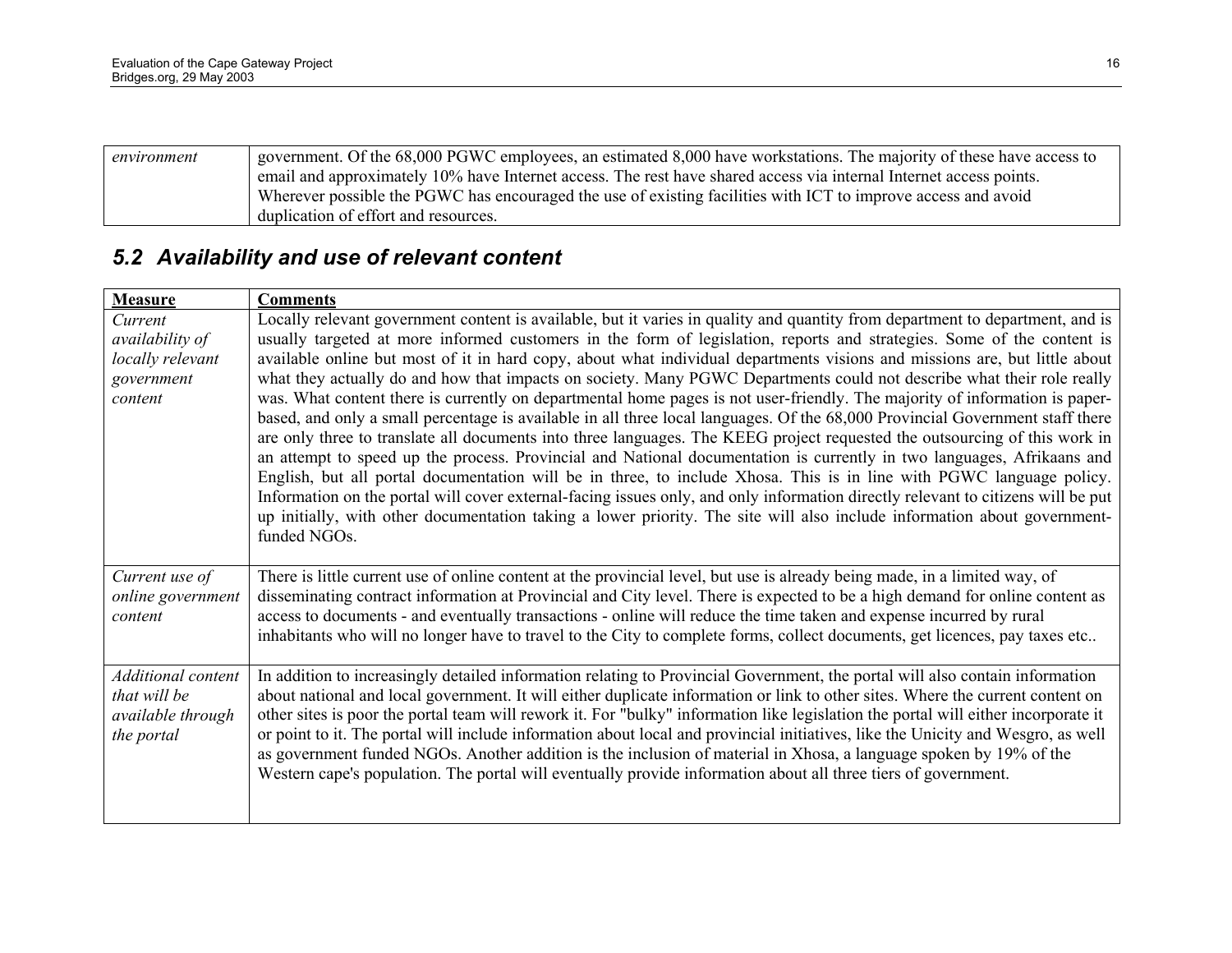| | |
|---|---|
| *environment* | government. Of the 68,000 PGWC employees, an estimated 8,000 have workstations. The majority of these have access to email and approximately 10% have Internet access. The rest have shared access via internal Internet access points. Wherever possible the PGWC has encouraged the use of existing facilities with ICT to improve access and avoid duplication of effort and resources. |

## *5.2 Availability and use of relevant content*

| **Measure** | **Comments** |
|---|---|
| *Current availability of locally relevant government content* | Locally relevant government content is available, but it varies in quality and quantity from department to department, and is usually targeted at more informed customers in the form of legislation, reports and strategies. Some of the content is available online but most of it in hard copy, about what individual departments visions and missions are, but little about what they actually do and how that impacts on society. Many PGWC Departments could not describe what their role really was. What content there is currently on departmental home pages is not user-friendly. The majority of information is paper-based, and only a small percentage is available in all three local languages. Of the 68,000 Provincial Government staff there are only three to translate all documents into three languages. The KEEG project requested the outsourcing of this work in an attempt to speed up the process. Provincial and National documentation is currently in two languages, Afrikaans and English, but all portal documentation will be in three, to include Xhosa. This is in line with PGWC language policy. Information on the portal will cover external-facing issues only, and only information directly relevant to citizens will be put up initially, with other documentation taking a lower priority. The site will also include information about government-funded NGOs. |
| *Current use of online government content* | There is little current use of online content at the provincial level, but use is already being made, in a limited way, of disseminating contract information at Provincial and City level. There is expected to be a high demand for online content as access to documents - and eventually transactions - online will reduce the time taken and expense incurred by rural inhabitants who will no longer have to travel to the City to complete forms, collect documents, get licences, pay taxes etc.. |
| *Additional content that will be available through the portal* | In addition to increasingly detailed information relating to Provincial Government, the portal will also contain information about national and local government. It will either duplicate information or link to other sites. Where the current content on other sites is poor the portal team will rework it. For "bulky" information like legislation the portal will either incorporate it or point to it. The portal will include information about local and provincial initiatives, like the Unicity and Wesgro, as well as government funded NGOs. Another addition is the inclusion of material in Xhosa, a language spoken by 19% of the Western cape's population. The portal will eventually provide information about all three tiers of government. |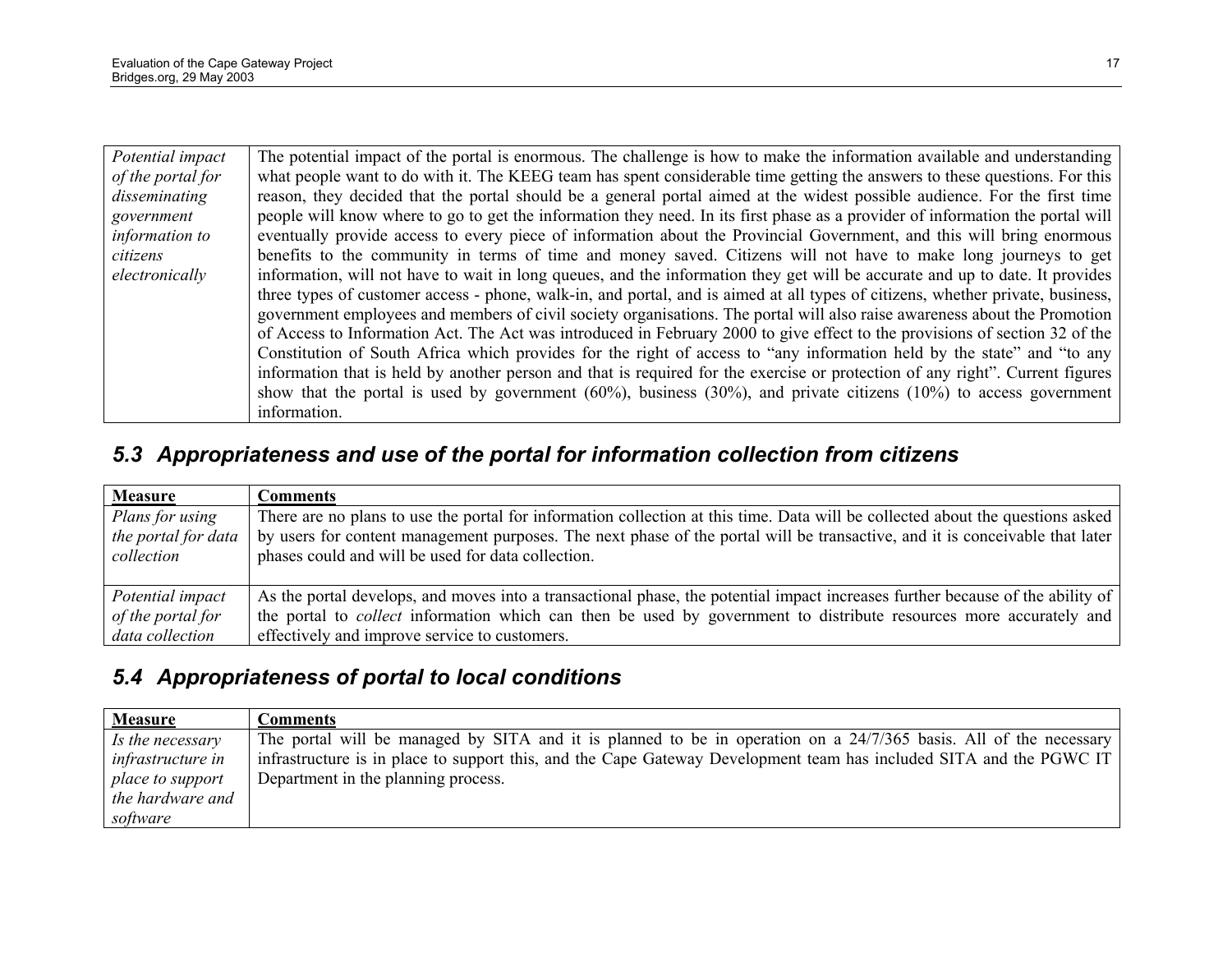| | |
|---|---|
| *Potential impact of the portal for disseminating government information to citizens electronically* | The potential impact of the portal is enormous. The challenge is how to make the information available and understanding what people want to do with it. The KEEG team has spent considerable time getting the answers to these questions. For this reason, they decided that the portal should be a general portal aimed at the widest possible audience. For the first time people will know where to go to get the information they need. In its first phase as a provider of information the portal will eventually provide access to every piece of information about the Provincial Government, and this will bring enormous benefits to the community in terms of time and money saved. Citizens will not have to make long journeys to get information, will not have to wait in long queues, and the information they get will be accurate and up to date. It provides three types of customer access - phone, walk-in, and portal, and is aimed at all types of citizens, whether private, business, government employees and members of civil society organisations. The portal will also raise awareness about the Promotion of Access to Information Act. The Act was introduced in February 2000 to give effect to the provisions of section 32 of the Constitution of South Africa which provides for the right of access to "any information held by the state" and "to any information that is held by another person and that is required for the exercise or protection of any right". Current figures show that the portal is used by government (60%), business (30%), and private citizens (10%) to access government information. |

## 5.3 Appropriateness and use of the portal for information collection from citizens

| **Measure** | **Comments** |
|---|---|
| *Plans for using the portal for data collection* | There are no plans to use the portal for information collection at this time. Data will be collected about the questions asked by users for content management purposes. The next phase of the portal will be transactive, and it is conceivable that later phases could and will be used for data collection. |
| *Potential impact of the portal for data collection* | As the portal develops, and moves into a transactional phase, the potential impact increases further because of the ability of the portal to *collect* information which can then be used by government to distribute resources more accurately and effectively and improve service to customers. |

## 5.4 Appropriateness of portal to local conditions

| **Measure** | **Comments** |
|---|---|
| *Is the necessary infrastructure in place to support the hardware and software* | The portal will be managed by SITA and it is planned to be in operation on a 24/7/365 basis. All of the necessary infrastructure is in place to support this, and the Cape Gateway Development team has included SITA and the PGWC IT Department in the planning process. |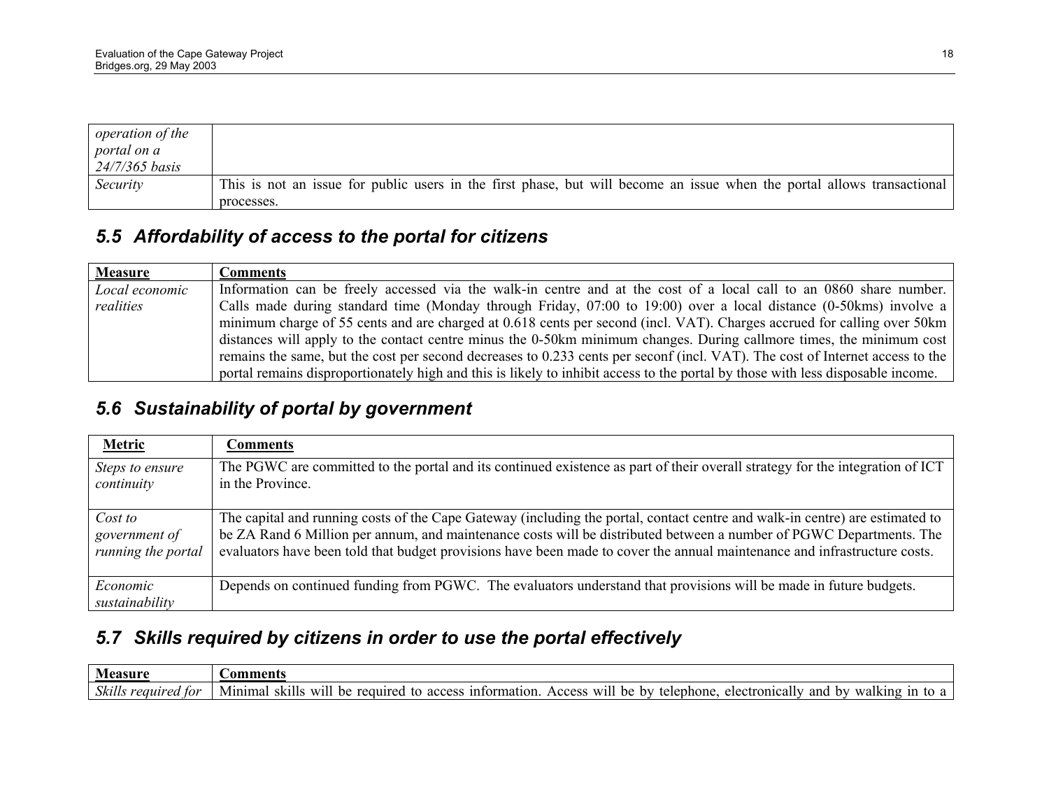| | |
|---|---|
| *operation of the portal on a 24/7/365 basis* | |
| *Security* | This is not an issue for public users in the first phase, but will become an issue when the portal allows transactional processes. |

## 5.5 Affordability of access to the portal for citizens

| Measure | Comments |
|---|---|
| *Local economic realities* | Information can be freely accessed via the walk-in centre and at the cost of a local call to an 0860 share number. Calls made during standard time (Monday through Friday, 07:00 to 19:00) over a local distance (0-50kms) involve a minimum charge of 55 cents and are charged at 0.618 cents per second (incl. VAT). Charges accrued for calling over 50km distances will apply to the contact centre minus the 0-50km minimum changes. During callmore times, the minimum cost remains the same, but the cost per second decreases to 0.233 cents per seconf (incl. VAT). The cost of Internet access to the portal remains disproportionately high and this is likely to inhibit access to the portal by those with less disposable income. |

## 5.6 Sustainability of portal by government

| Metric | Comments |
|---|---|
| *Steps to ensure continuity* | The PGWC are committed to the portal and its continued existence as part of their overall strategy for the integration of ICT in the Province. |
| *Cost to government of running the portal* | The capital and running costs of the Cape Gateway (including the portal, contact centre and walk-in centre) are estimated to be ZA Rand 6 Million per annum, and maintenance costs will be distributed between a number of PGWC Departments. The evaluators have been told that budget provisions have been made to cover the annual maintenance and infrastructure costs. |
| *Economic sustainability* | Depends on continued funding from PGWC. The evaluators understand that provisions will be made in future budgets. |

## 5.7 Skills required by citizens in order to use the portal effectively

| Measure | Comments |
|---|---|
| *Skills required for* | Minimal skills will be required to access information. Access will be by telephone, electronically and by walking in to a |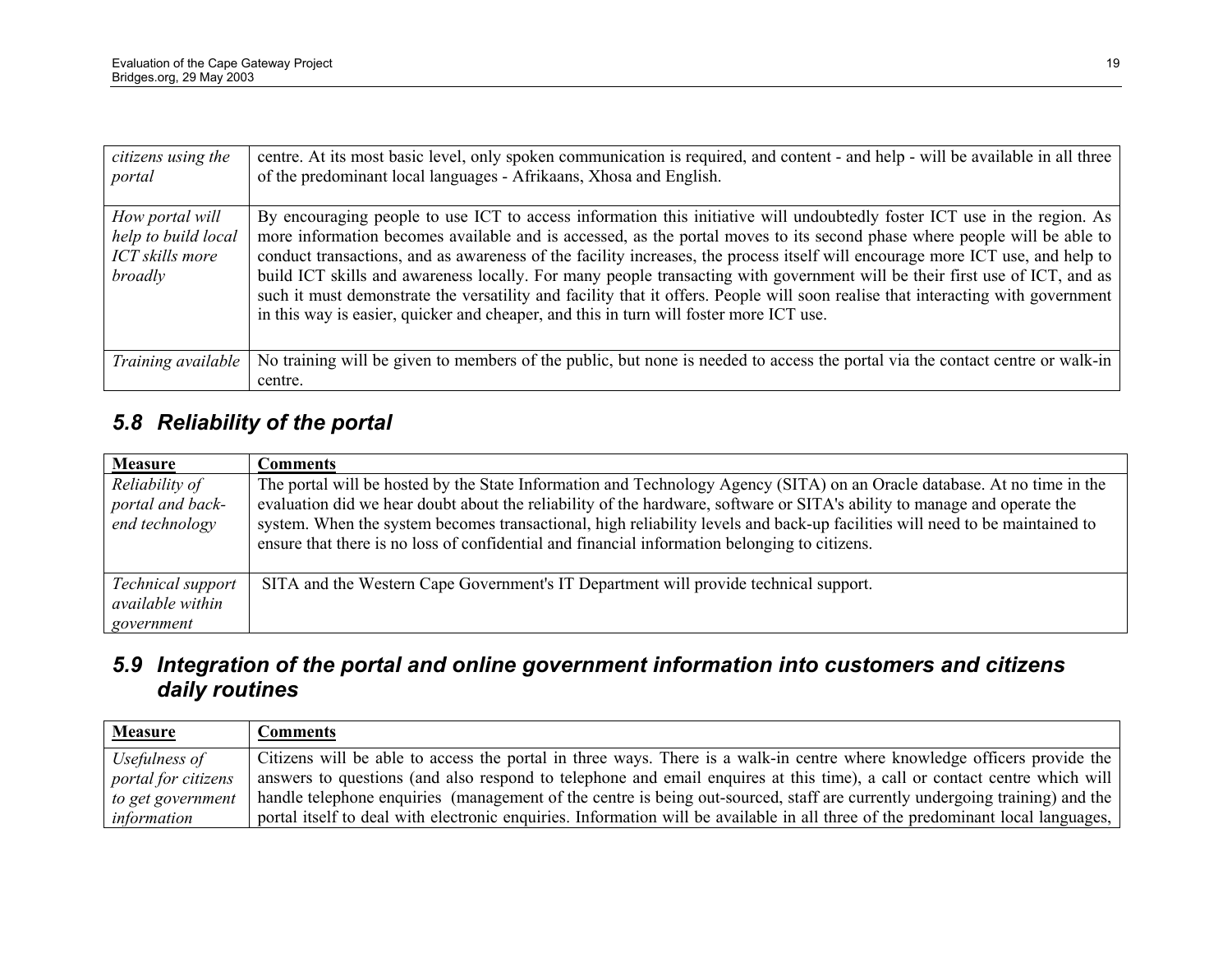| | |
|---|---|
| *citizens using the portal* | centre. At its most basic level, only spoken communication is required, and content - and help - will be available in all three of the predominant local languages - Afrikaans, Xhosa and English. |
| *How portal will help to build local ICT skills more broadly* | By encouraging people to use ICT to access information this initiative will undoubtedly foster ICT use in the region. As more information becomes available and is accessed, as the portal moves to its second phase where people will be able to conduct transactions, and as awareness of the facility increases, the process itself will encourage more ICT use, and help to build ICT skills and awareness locally. For many people transacting with government will be their first use of ICT, and as such it must demonstrate the versatility and facility that it offers. People will soon realise that interacting with government in this way is easier, quicker and cheaper, and this in turn will foster more ICT use. |
| *Training available* | No training will be given to members of the public, but none is needed to access the portal via the contact centre or walk-in centre. |

## 5.8 Reliability of the portal

| Measure | Comments |
|---|---|
| *Reliability of portal and back-end technology* | The portal will be hosted by the State Information and Technology Agency (SITA) on an Oracle database. At no time in the evaluation did we hear doubt about the reliability of the hardware, software or SITA's ability to manage and operate the system. When the system becomes transactional, high reliability levels and back-up facilities will need to be maintained to ensure that there is no loss of confidential and financial information belonging to citizens. |
| *Technical support available within government* | SITA and the Western Cape Government's IT Department will provide technical support. |

## 5.9 Integration of the portal and online government information into customers and citizens daily routines

| Measure | Comments |
|---|---|
| *Usefulness of portal for citizens to get government information* | Citizens will be able to access the portal in three ways. There is a walk-in centre where knowledge officers provide the answers to questions (and also respond to telephone and email enquires at this time), a call or contact centre which will handle telephone enquiries (management of the centre is being out-sourced, staff are currently undergoing training) and the portal itself to deal with electronic enquiries. Information will be available in all three of the predominant local languages, |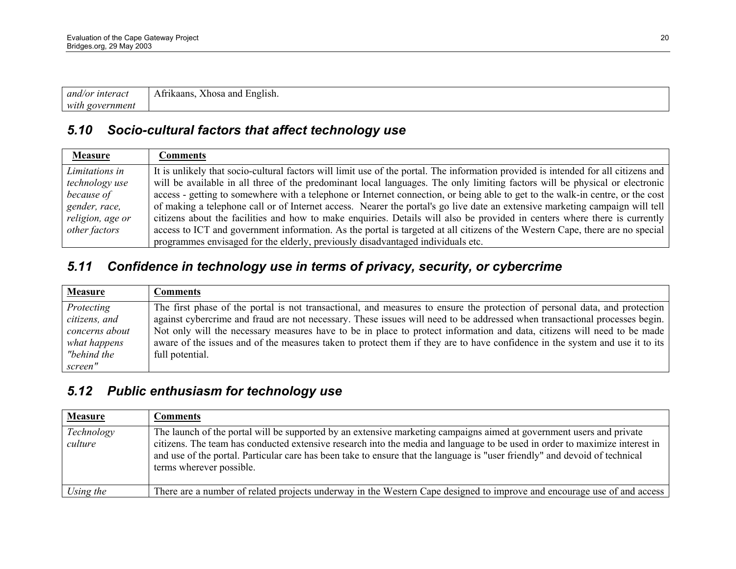| | |
|---|---|
| *and/or interact with government* | Afrikaans, Xhosa and English. |

### 5.10 Socio-cultural factors that affect technology use

| Measure | Comments |
|---|---|
| *Limitations in technology use because of gender, race, religion, age or other factors* | It is unlikely that socio-cultural factors will limit use of the portal. The information provided is intended for all citizens and will be available in all three of the predominant local languages. The only limiting factors will be physical or electronic access - getting to somewhere with a telephone or Internet connection, or being able to get to the walk-in centre, or the cost of making a telephone call or of Internet access. Nearer the portal's go live date an extensive marketing campaign will tell citizens about the facilities and how to make enquiries. Details will also be provided in centers where there is currently access to ICT and government information. As the portal is targeted at all citizens of the Western Cape, there are no special programmes envisaged for the elderly, previously disadvantaged individuals etc. |

### 5.11 Confidence in technology use in terms of privacy, security, or cybercrime

| Measure | Comments |
|---|---|
| *Protecting citizens, and concerns about what happens "behind the screen"* | The first phase of the portal is not transactional, and measures to ensure the protection of personal data, and protection against cybercrime and fraud are not necessary. These issues will need to be addressed when transactional processes begin. Not only will the necessary measures have to be in place to protect information and data, citizens will need to be made aware of the issues and of the measures taken to protect them if they are to have confidence in the system and use it to its full potential. |

### 5.12 Public enthusiasm for technology use

| Measure | Comments |
|---|---|
| *Technology culture* | The launch of the portal will be supported by an extensive marketing campaigns aimed at government users and private citizens. The team has conducted extensive research into the media and language to be used in order to maximize interest in and use of the portal. Particular care has been take to ensure that the language is "user friendly" and devoid of technical terms wherever possible. |
| *Using the* | There are a number of related projects underway in the Western Cape designed to improve and encourage use of and access |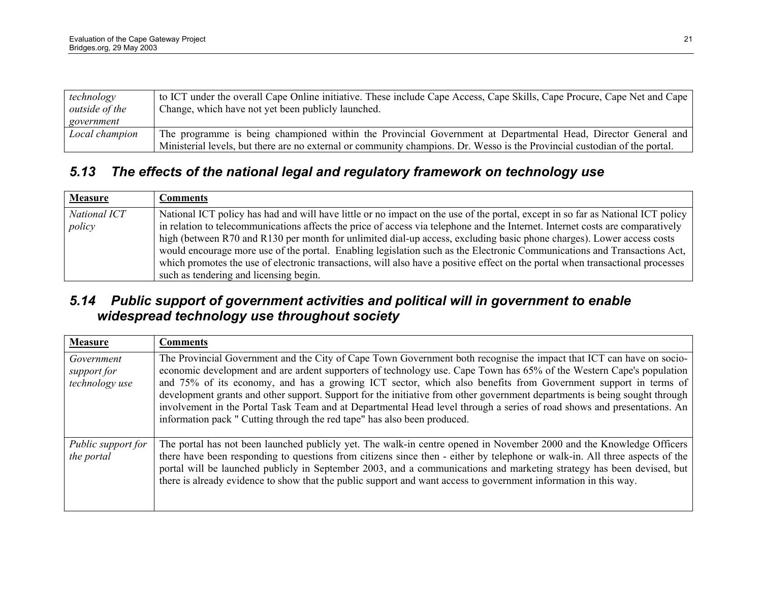| | |
|---|---|
| *technology outside of the government* | to ICT under the overall Cape Online initiative. These include Cape Access, Cape Skills, Cape Procure, Cape Net and Cape Change, which have not yet been publicly launched. |
| *Local champion* | The programme is being championed within the Provincial Government at Departmental Head, Director General and Ministerial levels, but there are no external or community champions. Dr. Wesso is the Provincial custodian of the portal. |

## *5.13 The effects of the national legal and regulatory framework on technology use*

| **Measure** | **Comments** |
|---|---|
| *National ICT policy* | National ICT policy has had and will have little or no impact on the use of the portal, except in so far as National ICT policy in relation to telecommunications affects the price of access via telephone and the Internet. Internet costs are comparatively high (between R70 and R130 per month for unlimited dial-up access, excluding basic phone charges). Lower access costs would encourage more use of the portal. Enabling legislation such as the Electronic Communications and Transactions Act, which promotes the use of electronic transactions, will also have a positive effect on the portal when transactional processes such as tendering and licensing begin. |

## *5.14 Public support of government activities and political will in government to enable widespread technology use throughout society*

| **Measure** | **Comments** |
|---|---|
| *Government support for technology use* | The Provincial Government and the City of Cape Town Government both recognise the impact that ICT can have on socio-economic development and are ardent supporters of technology use. Cape Town has 65% of the Western Cape's population and 75% of its economy, and has a growing ICT sector, which also benefits from Government support in terms of development grants and other support. Support for the initiative from other government departments is being sought through involvement in the Portal Task Team and at Departmental Head level through a series of road shows and presentations. An information pack " Cutting through the red tape" has also been produced. |
| *Public support for the portal* | The portal has not been launched publicly yet. The walk-in centre opened in November 2000 and the Knowledge Officers there have been responding to questions from citizens since then - either by telephone or walk-in. All three aspects of the portal will be launched publicly in September 2003, and a communications and marketing strategy has been devised, but there is already evidence to show that the public support and want access to government information in this way. |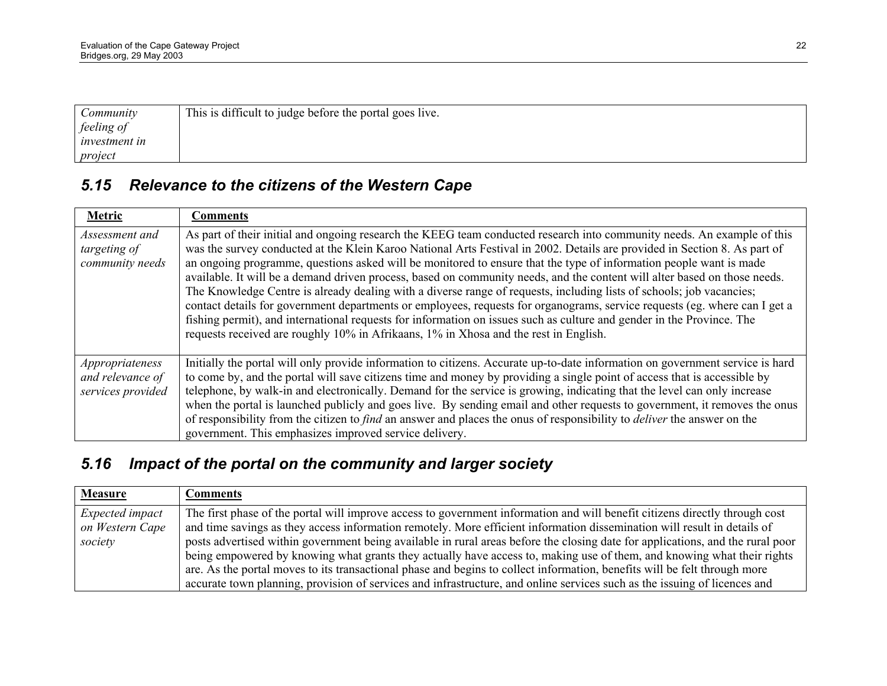| | |
|---|---|
| *Community feeling of investment in project* | This is difficult to judge before the portal goes live. |

### *5.15 Relevance to the citizens of the Western Cape*

| **Metric** | **Comments** |
|---|---|
| *Assessment and targeting of community needs* | As part of their initial and ongoing research the KEEG team conducted research into community needs. An example of this was the survey conducted at the Klein Karoo National Arts Festival in 2002. Details are provided in Section 8. As part of an ongoing programme, questions asked will be monitored to ensure that the type of information people want is made available. It will be a demand driven process, based on community needs, and the content will alter based on those needs. The Knowledge Centre is already dealing with a diverse range of requests, including lists of schools; job vacancies; contact details for government departments or employees, requests for organograms, service requests (eg. where can I get a fishing permit), and international requests for information on issues such as culture and gender in the Province. The requests received are roughly 10% in Afrikaans, 1% in Xhosa and the rest in English. |
| *Appropriateness and relevance of services provided* | Initially the portal will only provide information to citizens. Accurate up-to-date information on government service is hard to come by, and the portal will save citizens time and money by providing a single point of access that is accessible by telephone, by walk-in and electronically. Demand for the service is growing, indicating that the level can only increase when the portal is launched publicly and goes live. By sending email and other requests to government, it removes the onus of responsibility from the citizen to *find* an answer and places the onus of responsibility to *deliver* the answer on the government. This emphasizes improved service delivery. |

### *5.16 Impact of the portal on the community and larger society*

| **Measure** | **Comments** |
|---|---|
| *Expected impact on Western Cape society* | The first phase of the portal will improve access to government information and will benefit citizens directly through cost and time savings as they access information remotely. More efficient information dissemination will result in details of posts advertised within government being available in rural areas before the closing date for applications, and the rural poor being empowered by knowing what grants they actually have access to, making use of them, and knowing what their rights are. As the portal moves to its transactional phase and begins to collect information, benefits will be felt through more accurate town planning, provision of services and infrastructure, and online services such as the issuing of licences and |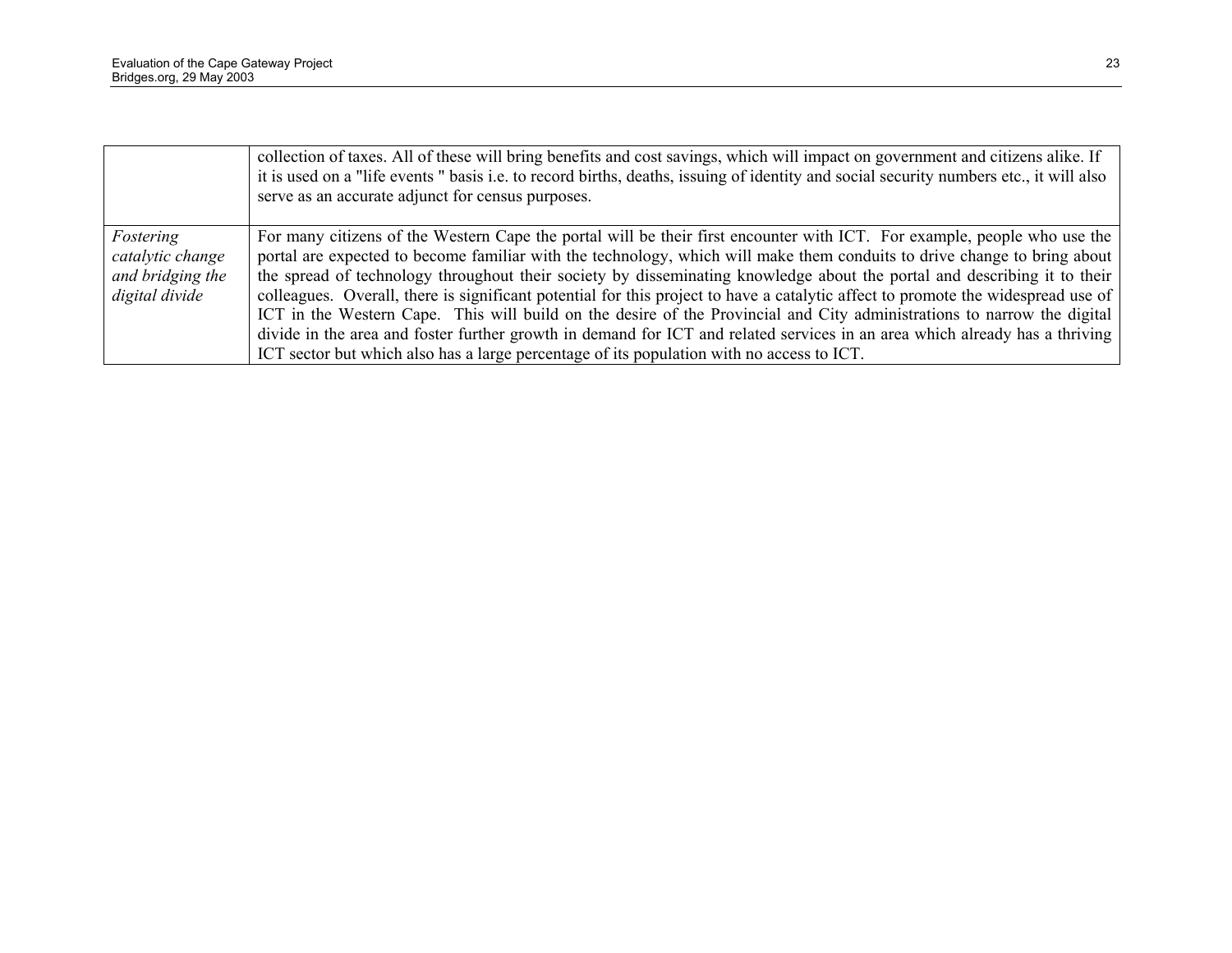| | |
|---|---|
| | collection of taxes. All of these will bring benefits and cost savings, which will impact on government and citizens alike. If it is used on a "life events " basis i.e. to record births, deaths, issuing of identity and social security numbers etc., it will also serve as an accurate adjunct for census purposes. |
| *Fostering catalytic change and bridging the digital divide* | For many citizens of the Western Cape the portal will be their first encounter with ICT. For example, people who use the portal are expected to become familiar with the technology, which will make them conduits to drive change to bring about the spread of technology throughout their society by disseminating knowledge about the portal and describing it to their colleagues. Overall, there is significant potential for this project to have a catalytic affect to promote the widespread use of ICT in the Western Cape. This will build on the desire of the Provincial and City administrations to narrow the digital divide in the area and foster further growth in demand for ICT and related services in an area which already has a thriving ICT sector but which also has a large percentage of its population with no access to ICT. |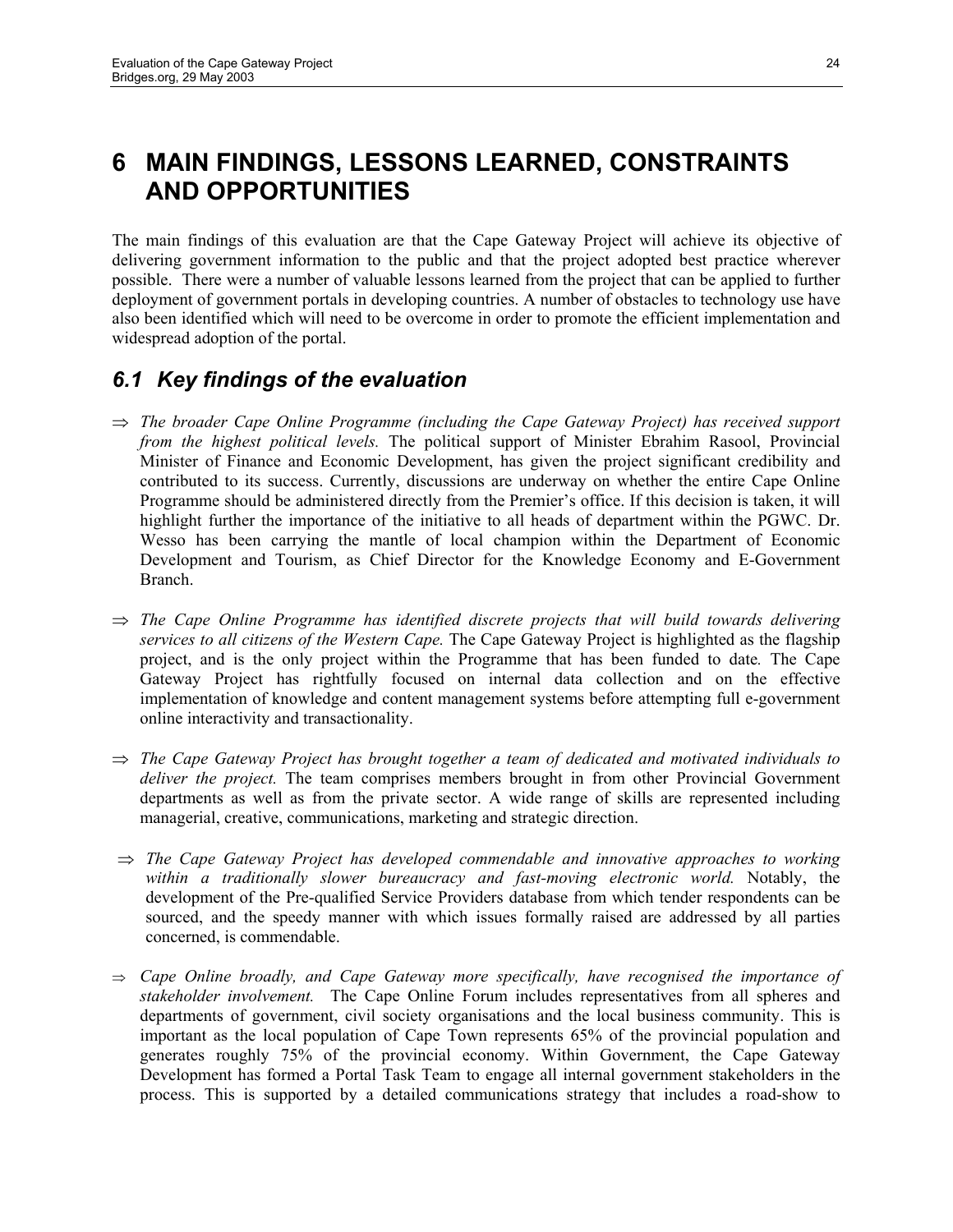# 6 MAIN FINDINGS, LESSONS LEARNED, CONSTRAINTS AND OPPORTUNITIES

The main findings of this evaluation are that the Cape Gateway Project will achieve its objective of delivering government information to the public and that the project adopted best practice wherever possible. There were a number of valuable lessons learned from the project that can be applied to further deployment of government portals in developing countries. A number of obstacles to technology use have also been identified which will need to be overcome in order to promote the efficient implementation and widespread adoption of the portal.

## 6.1 Key findings of the evaluation

⇒ *The broader Cape Online Programme (including the Cape Gateway Project) has received support from the highest political levels.* The political support of Minister Ebrahim Rasool, Provincial Minister of Finance and Economic Development, has given the project significant credibility and contributed to its success. Currently, discussions are underway on whether the entire Cape Online Programme should be administered directly from the Premier's office. If this decision is taken, it will highlight further the importance of the initiative to all heads of department within the PGWC. Dr. Wesso has been carrying the mantle of local champion within the Department of Economic Development and Tourism, as Chief Director for the Knowledge Economy and E-Government Branch.

⇒ *The Cape Online Programme has identified discrete projects that will build towards delivering services to all citizens of the Western Cape.* The Cape Gateway Project is highlighted as the flagship project, and is the only project within the Programme that has been funded to date. The Cape Gateway Project has rightfully focused on internal data collection and on the effective implementation of knowledge and content management systems before attempting full e-government online interactivity and transactionality.

⇒ *The Cape Gateway Project has brought together a team of dedicated and motivated individuals to deliver the project.* The team comprises members brought in from other Provincial Government departments as well as from the private sector. A wide range of skills are represented including managerial, creative, communications, marketing and strategic direction.

⇒ *The Cape Gateway Project has developed commendable and innovative approaches to working within a traditionally slower bureaucracy and fast-moving electronic world.* Notably, the development of the Pre-qualified Service Providers database from which tender respondents can be sourced, and the speedy manner with which issues formally raised are addressed by all parties concerned, is commendable.

⇒ *Cape Online broadly, and Cape Gateway more specifically, have recognised the importance of stakeholder involvement.* The Cape Online Forum includes representatives from all spheres and departments of government, civil society organisations and the local business community. This is important as the local population of Cape Town represents 65% of the provincial population and generates roughly 75% of the provincial economy. Within Government, the Cape Gateway Development has formed a Portal Task Team to engage all internal government stakeholders in the process. This is supported by a detailed communications strategy that includes a road-show to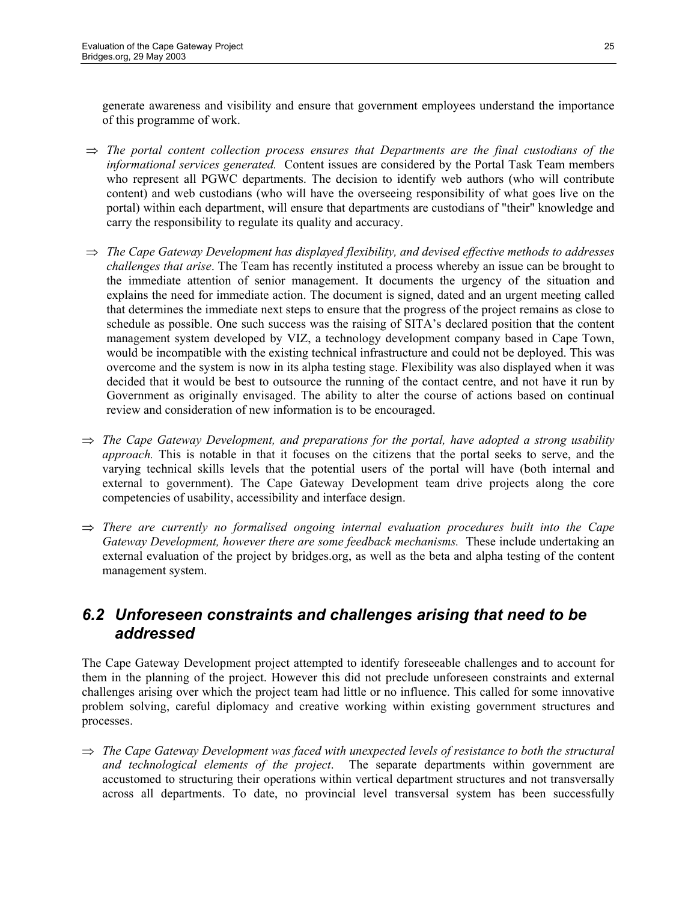generate awareness and visibility and ensure that government employees understand the importance of this programme of work.

⇒ *The portal content collection process ensures that Departments are the final custodians of the informational services generated.* Content issues are considered by the Portal Task Team members who represent all PGWC departments. The decision to identify web authors (who will contribute content) and web custodians (who will have the overseeing responsibility of what goes live on the portal) within each department, will ensure that departments are custodians of "their" knowledge and carry the responsibility to regulate its quality and accuracy.

⇒ *The Cape Gateway Development has displayed flexibility, and devised effective methods to addresses challenges that arise*. The Team has recently instituted a process whereby an issue can be brought to the immediate attention of senior management. It documents the urgency of the situation and explains the need for immediate action. The document is signed, dated and an urgent meeting called that determines the immediate next steps to ensure that the progress of the project remains as close to schedule as possible. One such success was the raising of SITA's declared position that the content management system developed by VIZ, a technology development company based in Cape Town, would be incompatible with the existing technical infrastructure and could not be deployed. This was overcome and the system is now in its alpha testing stage. Flexibility was also displayed when it was decided that it would be best to outsource the running of the contact centre, and not have it run by Government as originally envisaged. The ability to alter the course of actions based on continual review and consideration of new information is to be encouraged.

⇒ *The Cape Gateway Development, and preparations for the portal, have adopted a strong usability approach.* This is notable in that it focuses on the citizens that the portal seeks to serve, and the varying technical skills levels that the potential users of the portal will have (both internal and external to government). The Cape Gateway Development team drive projects along the core competencies of usability, accessibility and interface design.

⇒ *There are currently no formalised ongoing internal evaluation procedures built into the Cape Gateway Development, however there are some feedback mechanisms.* These include undertaking an external evaluation of the project by bridges.org, as well as the beta and alpha testing of the content management system.

## *6.2 Unforeseen constraints and challenges arising that need to be addressed*

The Cape Gateway Development project attempted to identify foreseeable challenges and to account for them in the planning of the project. However this did not preclude unforeseen constraints and external challenges arising over which the project team had little or no influence. This called for some innovative problem solving, careful diplomacy and creative working within existing government structures and processes.

⇒ *The Cape Gateway Development was faced with unexpected levels of resistance to both the structural and technological elements of the project*. The separate departments within government are accustomed to structuring their operations within vertical department structures and not transversally across all departments. To date, no provincial level transversal system has been successfully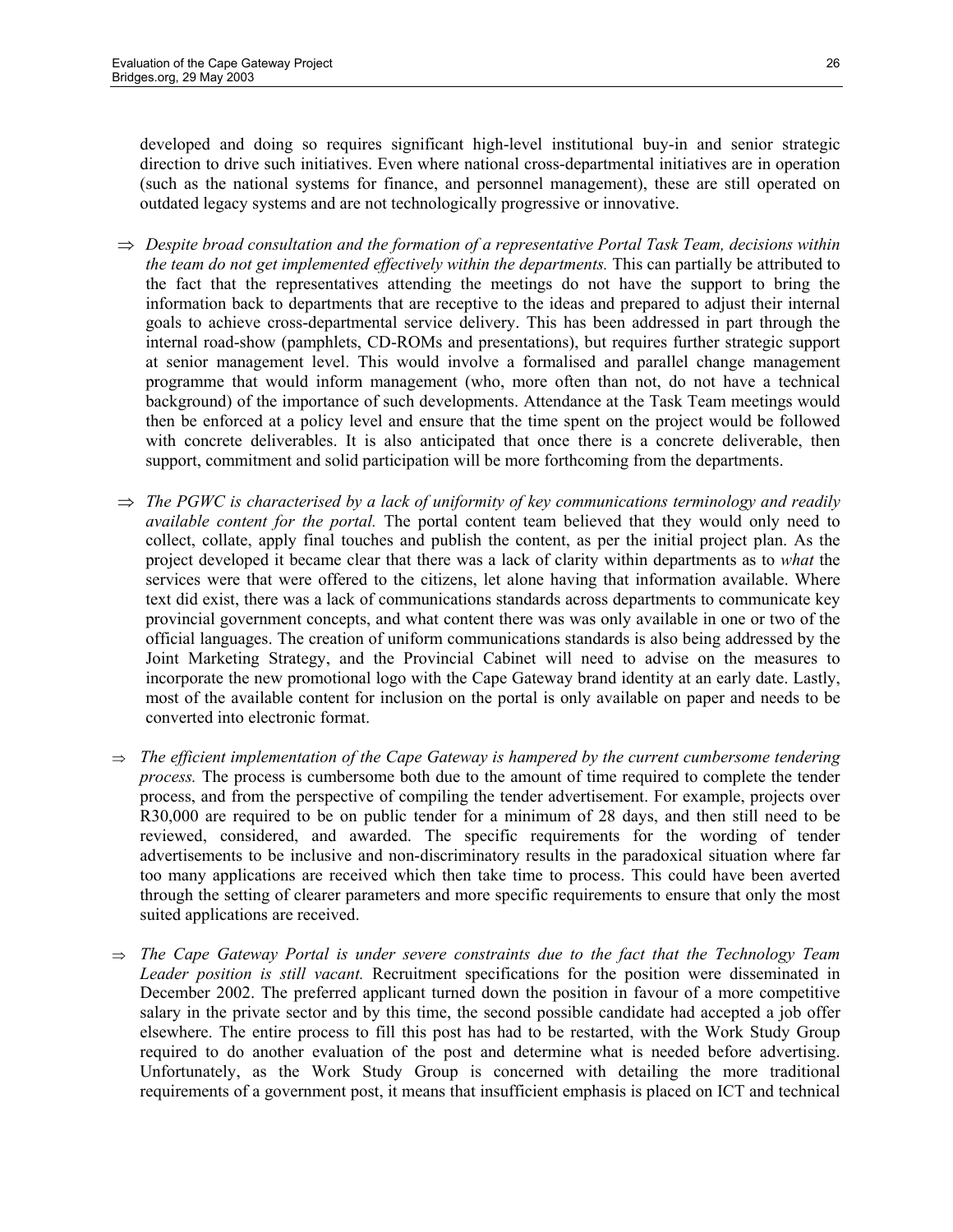developed and doing so requires significant high-level institutional buy-in and senior strategic direction to drive such initiatives. Even where national cross-departmental initiatives are in operation (such as the national systems for finance, and personnel management), these are still operated on outdated legacy systems and are not technologically progressive or innovative.

- ⇒ *Despite broad consultation and the formation of a representative Portal Task Team, decisions within the team do not get implemented effectively within the departments.* This can partially be attributed to the fact that the representatives attending the meetings do not have the support to bring the information back to departments that are receptive to the ideas and prepared to adjust their internal goals to achieve cross-departmental service delivery. This has been addressed in part through the internal road-show (pamphlets, CD-ROMs and presentations), but requires further strategic support at senior management level. This would involve a formalised and parallel change management programme that would inform management (who, more often than not, do not have a technical background) of the importance of such developments. Attendance at the Task Team meetings would then be enforced at a policy level and ensure that the time spent on the project would be followed with concrete deliverables. It is also anticipated that once there is a concrete deliverable, then support, commitment and solid participation will be more forthcoming from the departments.

- ⇒ *The PGWC is characterised by a lack of uniformity of key communications terminology and readily available content for the portal.* The portal content team believed that they would only need to collect, collate, apply final touches and publish the content, as per the initial project plan. As the project developed it became clear that there was a lack of clarity within departments as to *what* the services were that were offered to the citizens, let alone having that information available. Where text did exist, there was a lack of communications standards across departments to communicate key provincial government concepts, and what content there was was only available in one or two of the official languages. The creation of uniform communications standards is also being addressed by the Joint Marketing Strategy, and the Provincial Cabinet will need to advise on the measures to incorporate the new promotional logo with the Cape Gateway brand identity at an early date. Lastly, most of the available content for inclusion on the portal is only available on paper and needs to be converted into electronic format.

- ⇒ *The efficient implementation of the Cape Gateway is hampered by the current cumbersome tendering process.* The process is cumbersome both due to the amount of time required to complete the tender process, and from the perspective of compiling the tender advertisement. For example, projects over R30,000 are required to be on public tender for a minimum of 28 days, and then still need to be reviewed, considered, and awarded. The specific requirements for the wording of tender advertisements to be inclusive and non-discriminatory results in the paradoxical situation where far too many applications are received which then take time to process. This could have been averted through the setting of clearer parameters and more specific requirements to ensure that only the most suited applications are received.

- ⇒ *The Cape Gateway Portal is under severe constraints due to the fact that the Technology Team Leader position is still vacant.* Recruitment specifications for the position were disseminated in December 2002. The preferred applicant turned down the position in favour of a more competitive salary in the private sector and by this time, the second possible candidate had accepted a job offer elsewhere. The entire process to fill this post has had to be restarted, with the Work Study Group required to do another evaluation of the post and determine what is needed before advertising. Unfortunately, as the Work Study Group is concerned with detailing the more traditional requirements of a government post, it means that insufficient emphasis is placed on ICT and technical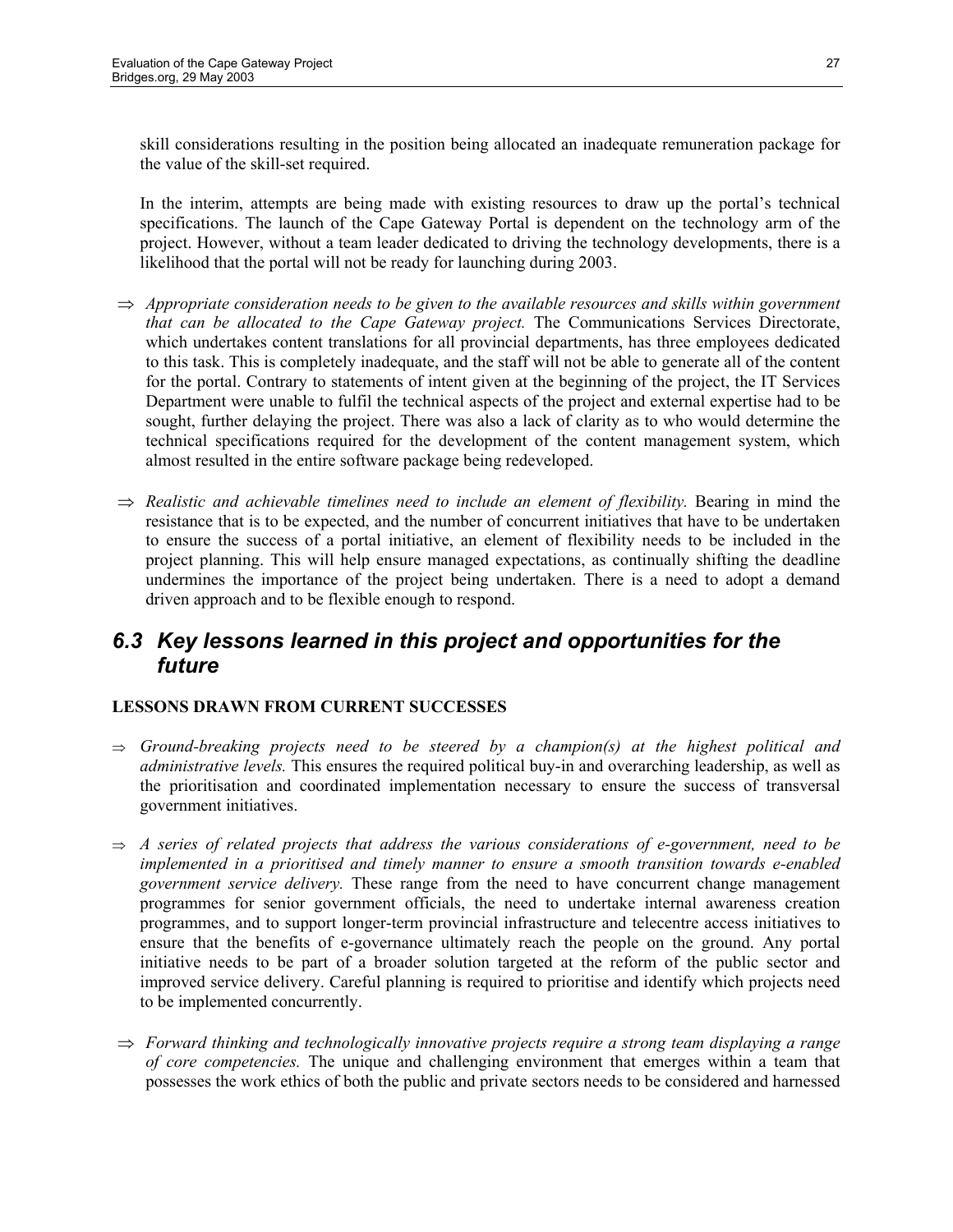skill considerations resulting in the position being allocated an inadequate remuneration package for the value of the skill-set required.

In the interim, attempts are being made with existing resources to draw up the portal's technical specifications. The launch of the Cape Gateway Portal is dependent on the technology arm of the project. However, without a team leader dedicated to driving the technology developments, there is a likelihood that the portal will not be ready for launching during 2003.

⇒ *Appropriate consideration needs to be given to the available resources and skills within government that can be allocated to the Cape Gateway project.* The Communications Services Directorate, which undertakes content translations for all provincial departments, has three employees dedicated to this task. This is completely inadequate, and the staff will not be able to generate all of the content for the portal. Contrary to statements of intent given at the beginning of the project, the IT Services Department were unable to fulfil the technical aspects of the project and external expertise had to be sought, further delaying the project. There was also a lack of clarity as to who would determine the technical specifications required for the development of the content management system, which almost resulted in the entire software package being redeveloped.

⇒ *Realistic and achievable timelines need to include an element of flexibility.* Bearing in mind the resistance that is to be expected, and the number of concurrent initiatives that have to be undertaken to ensure the success of a portal initiative, an element of flexibility needs to be included in the project planning. This will help ensure managed expectations, as continually shifting the deadline undermines the importance of the project being undertaken. There is a need to adopt a demand driven approach and to be flexible enough to respond.

## 6.3 Key lessons learned in this project and opportunities for the future

**LESSONS DRAWN FROM CURRENT SUCCESSES**

⇒ *Ground-breaking projects need to be steered by a champion(s) at the highest political and administrative levels.* This ensures the required political buy-in and overarching leadership, as well as the prioritisation and coordinated implementation necessary to ensure the success of transversal government initiatives.

⇒ *A series of related projects that address the various considerations of e-government, need to be implemented in a prioritised and timely manner to ensure a smooth transition towards e-enabled government service delivery.* These range from the need to have concurrent change management programmes for senior government officials, the need to undertake internal awareness creation programmes, and to support longer-term provincial infrastructure and telecentre access initiatives to ensure that the benefits of e-governance ultimately reach the people on the ground. Any portal initiative needs to be part of a broader solution targeted at the reform of the public sector and improved service delivery. Careful planning is required to prioritise and identify which projects need to be implemented concurrently.

⇒ *Forward thinking and technologically innovative projects require a strong team displaying a range of core competencies.* The unique and challenging environment that emerges within a team that possesses the work ethics of both the public and private sectors needs to be considered and harnessed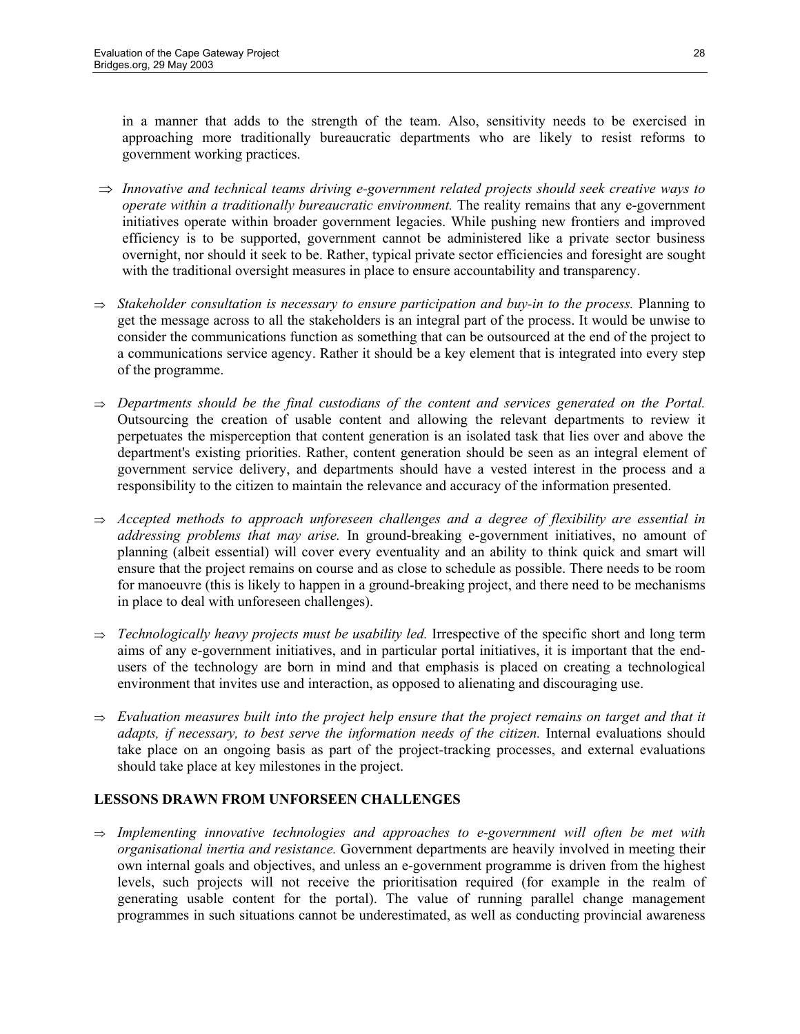in a manner that adds to the strength of the team. Also, sensitivity needs to be exercised in approaching more traditionally bureaucratic departments who are likely to resist reforms to government working practices.

- ⇒ *Innovative and technical teams driving e-government related projects should seek creative ways to operate within a traditionally bureaucratic environment.* The reality remains that any e-government initiatives operate within broader government legacies. While pushing new frontiers and improved efficiency is to be supported, government cannot be administered like a private sector business overnight, nor should it seek to be. Rather, typical private sector efficiencies and foresight are sought with the traditional oversight measures in place to ensure accountability and transparency.

- ⇒ *Stakeholder consultation is necessary to ensure participation and buy-in to the process.* Planning to get the message across to all the stakeholders is an integral part of the process. It would be unwise to consider the communications function as something that can be outsourced at the end of the project to a communications service agency. Rather it should be a key element that is integrated into every step of the programme.

- ⇒ *Departments should be the final custodians of the content and services generated on the Portal.* Outsourcing the creation of usable content and allowing the relevant departments to review it perpetuates the misperception that content generation is an isolated task that lies over and above the department's existing priorities. Rather, content generation should be seen as an integral element of government service delivery, and departments should have a vested interest in the process and a responsibility to the citizen to maintain the relevance and accuracy of the information presented.

- ⇒ *Accepted methods to approach unforeseen challenges and a degree of flexibility are essential in addressing problems that may arise.* In ground-breaking e-government initiatives, no amount of planning (albeit essential) will cover every eventuality and an ability to think quick and smart will ensure that the project remains on course and as close to schedule as possible. There needs to be room for manoeuvre (this is likely to happen in a ground-breaking project, and there need to be mechanisms in place to deal with unforeseen challenges).

- ⇒ *Technologically heavy projects must be usability led.* Irrespective of the specific short and long term aims of any e-government initiatives, and in particular portal initiatives, it is important that the end-users of the technology are born in mind and that emphasis is placed on creating a technological environment that invites use and interaction, as opposed to alienating and discouraging use.

- ⇒ *Evaluation measures built into the project help ensure that the project remains on target and that it adapts, if necessary, to best serve the information needs of the citizen.* Internal evaluations should take place on an ongoing basis as part of the project-tracking processes, and external evaluations should take place at key milestones in the project.

**LESSONS DRAWN FROM UNFORSEEN CHALLENGES**

- ⇒ *Implementing innovative technologies and approaches to e-government will often be met with organisational inertia and resistance.* Government departments are heavily involved in meeting their own internal goals and objectives, and unless an e-government programme is driven from the highest levels, such projects will not receive the prioritisation required (for example in the realm of generating usable content for the portal). The value of running parallel change management programmes in such situations cannot be underestimated, as well as conducting provincial awareness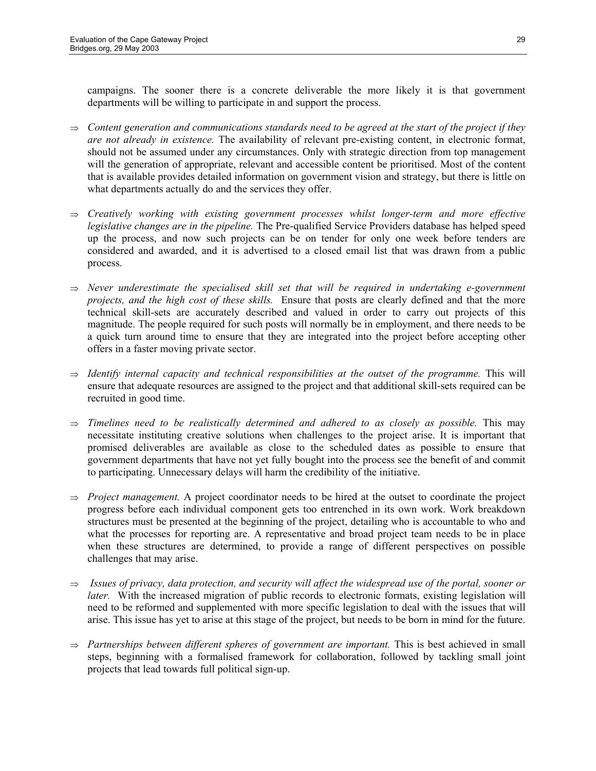campaigns. The sooner there is a concrete deliverable the more likely it is that government departments will be willing to participate in and support the process.

- ⇒ *Content generation and communications standards need to be agreed at the start of the project if they are not already in existence.* The availability of relevant pre-existing content, in electronic format, should not be assumed under any circumstances. Only with strategic direction from top management will the generation of appropriate, relevant and accessible content be prioritised. Most of the content that is available provides detailed information on government vision and strategy, but there is little on what departments actually do and the services they offer.

- ⇒ *Creatively working with existing government processes whilst longer-term and more effective legislative changes are in the pipeline.* The Pre-qualified Service Providers database has helped speed up the process, and now such projects can be on tender for only one week before tenders are considered and awarded, and it is advertised to a closed email list that was drawn from a public process.

- ⇒ *Never underestimate the specialised skill set that will be required in undertaking e-government projects, and the high cost of these skills.* Ensure that posts are clearly defined and that the more technical skill-sets are accurately described and valued in order to carry out projects of this magnitude. The people required for such posts will normally be in employment, and there needs to be a quick turn around time to ensure that they are integrated into the project before accepting other offers in a faster moving private sector.

- ⇒ *Identify internal capacity and technical responsibilities at the outset of the programme.* This will ensure that adequate resources are assigned to the project and that additional skill-sets required can be recruited in good time.

- ⇒ *Timelines need to be realistically determined and adhered to as closely as possible.* This may necessitate instituting creative solutions when challenges to the project arise. It is important that promised deliverables are available as close to the scheduled dates as possible to ensure that government departments that have not yet fully bought into the process see the benefit of and commit to participating. Unnecessary delays will harm the credibility of the initiative.

- ⇒ *Project management.* A project coordinator needs to be hired at the outset to coordinate the project progress before each individual component gets too entrenched in its own work. Work breakdown structures must be presented at the beginning of the project, detailing who is accountable to who and what the processes for reporting are. A representative and broad project team needs to be in place when these structures are determined, to provide a range of different perspectives on possible challenges that may arise.

- ⇒ *Issues of privacy, data protection, and security will affect the widespread use of the portal, sooner or later.* With the increased migration of public records to electronic formats, existing legislation will need to be reformed and supplemented with more specific legislation to deal with the issues that will arise. This issue has yet to arise at this stage of the project, but needs to be born in mind for the future.

- ⇒ *Partnerships between different spheres of government are important.* This is best achieved in small steps, beginning with a formalised framework for collaboration, followed by tackling small joint projects that lead towards full political sign-up.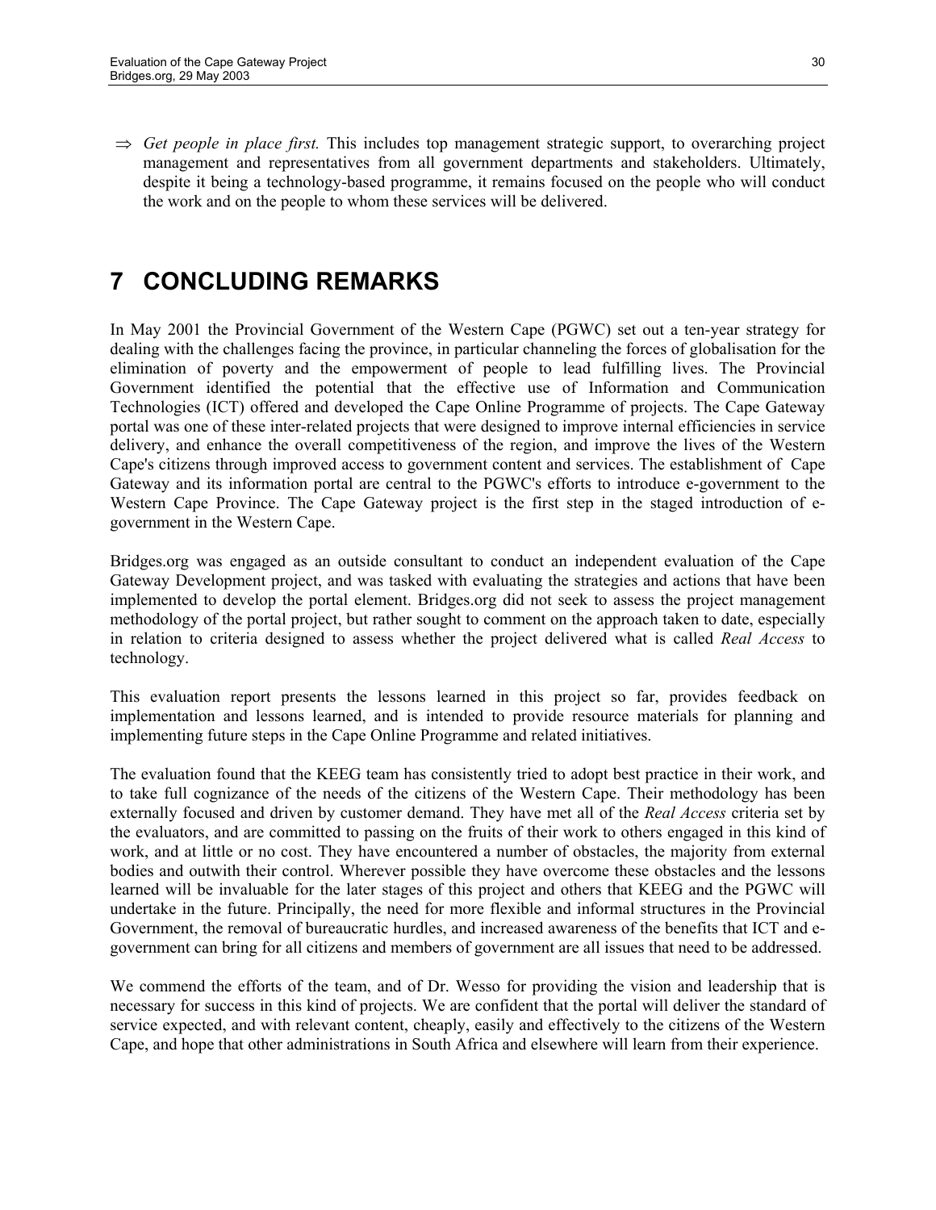⇒ *Get people in place first.* This includes top management strategic support, to overarching project management and representatives from all government departments and stakeholders. Ultimately, despite it being a technology-based programme, it remains focused on the people who will conduct the work and on the people to whom these services will be delivered.

# 7 CONCLUDING REMARKS

In May 2001 the Provincial Government of the Western Cape (PGWC) set out a ten-year strategy for dealing with the challenges facing the province, in particular channeling the forces of globalisation for the elimination of poverty and the empowerment of people to lead fulfilling lives. The Provincial Government identified the potential that the effective use of Information and Communication Technologies (ICT) offered and developed the Cape Online Programme of projects. The Cape Gateway portal was one of these inter-related projects that were designed to improve internal efficiencies in service delivery, and enhance the overall competitiveness of the region, and improve the lives of the Western Cape's citizens through improved access to government content and services. The establishment of Cape Gateway and its information portal are central to the PGWC's efforts to introduce e-government to the Western Cape Province. The Cape Gateway project is the first step in the staged introduction of e-government in the Western Cape.

Bridges.org was engaged as an outside consultant to conduct an independent evaluation of the Cape Gateway Development project, and was tasked with evaluating the strategies and actions that have been implemented to develop the portal element. Bridges.org did not seek to assess the project management methodology of the portal project, but rather sought to comment on the approach taken to date, especially in relation to criteria designed to assess whether the project delivered what is called *Real Access* to technology.

This evaluation report presents the lessons learned in this project so far, provides feedback on implementation and lessons learned, and is intended to provide resource materials for planning and implementing future steps in the Cape Online Programme and related initiatives.

The evaluation found that the KEEG team has consistently tried to adopt best practice in their work, and to take full cognizance of the needs of the citizens of the Western Cape. Their methodology has been externally focused and driven by customer demand. They have met all of the *Real Access* criteria set by the evaluators, and are committed to passing on the fruits of their work to others engaged in this kind of work, and at little or no cost. They have encountered a number of obstacles, the majority from external bodies and outwith their control. Wherever possible they have overcome these obstacles and the lessons learned will be invaluable for the later stages of this project and others that KEEG and the PGWC will undertake in the future. Principally, the need for more flexible and informal structures in the Provincial Government, the removal of bureaucratic hurdles, and increased awareness of the benefits that ICT and e-government can bring for all citizens and members of government are all issues that need to be addressed.

We commend the efforts of the team, and of Dr. Wesso for providing the vision and leadership that is necessary for success in this kind of projects. We are confident that the portal will deliver the standard of service expected, and with relevant content, cheaply, easily and effectively to the citizens of the Western Cape, and hope that other administrations in South Africa and elsewhere will learn from their experience.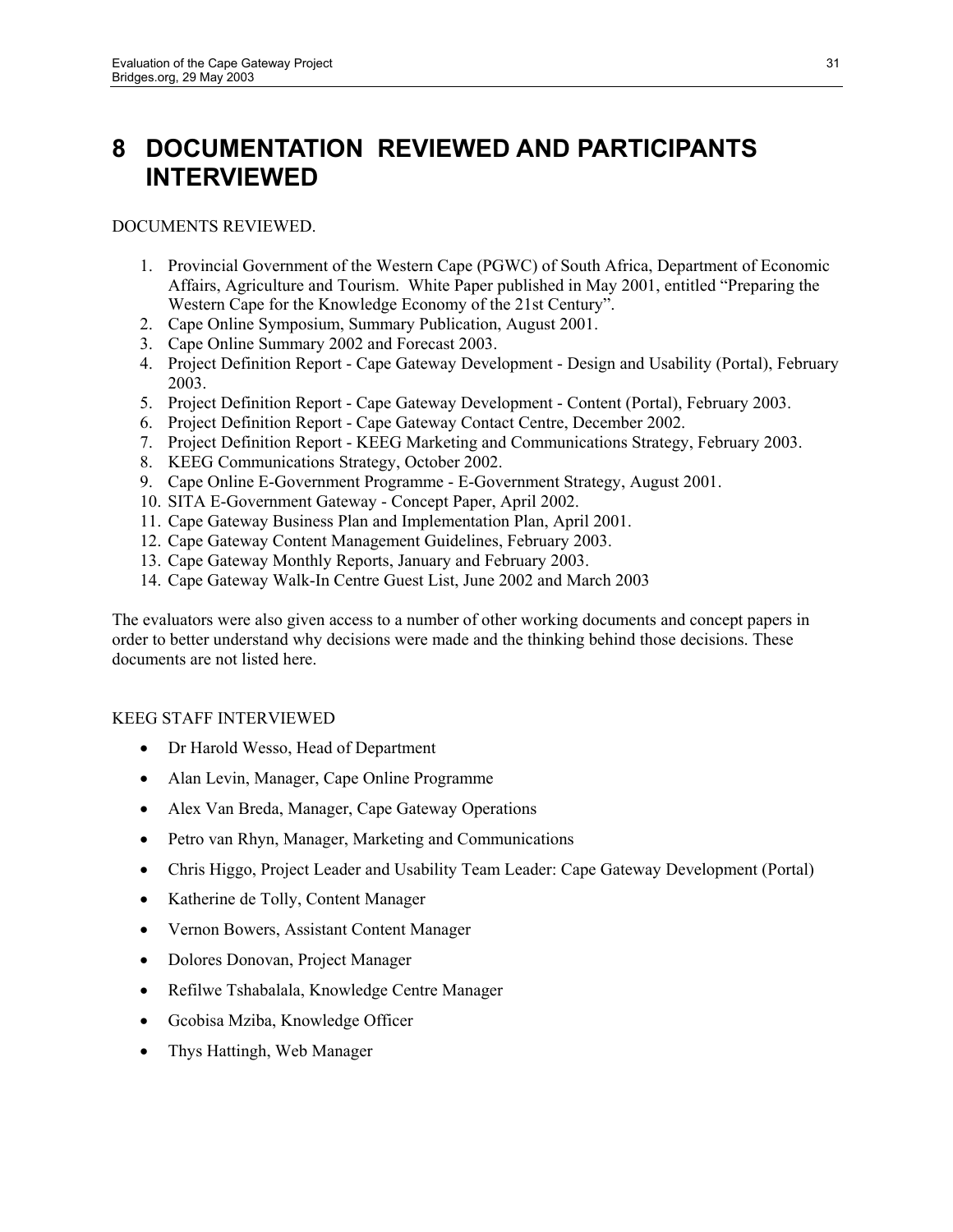# 8 DOCUMENTATION REVIEWED AND PARTICIPANTS INTERVIEWED

DOCUMENTS REVIEWED.

1. Provincial Government of the Western Cape (PGWC) of South Africa, Department of Economic Affairs, Agriculture and Tourism. White Paper published in May 2001, entitled "Preparing the Western Cape for the Knowledge Economy of the 21st Century".
2. Cape Online Symposium, Summary Publication, August 2001.
3. Cape Online Summary 2002 and Forecast 2003.
4. Project Definition Report - Cape Gateway Development - Design and Usability (Portal), February 2003.
5. Project Definition Report - Cape Gateway Development - Content (Portal), February 2003.
6. Project Definition Report - Cape Gateway Contact Centre, December 2002.
7. Project Definition Report - KEEG Marketing and Communications Strategy, February 2003.
8. KEEG Communications Strategy, October 2002.
9. Cape Online E-Government Programme - E-Government Strategy, August 2001.
10. SITA E-Government Gateway - Concept Paper, April 2002.
11. Cape Gateway Business Plan and Implementation Plan, April 2001.
12. Cape Gateway Content Management Guidelines, February 2003.
13. Cape Gateway Monthly Reports, January and February 2003.
14. Cape Gateway Walk-In Centre Guest List, June 2002 and March 2003

The evaluators were also given access to a number of other working documents and concept papers in order to better understand why decisions were made and the thinking behind those decisions. These documents are not listed here.

KEEG STAFF INTERVIEWED

- Dr Harold Wesso, Head of Department
- Alan Levin, Manager, Cape Online Programme
- Alex Van Breda, Manager, Cape Gateway Operations
- Petro van Rhyn, Manager, Marketing and Communications
- Chris Higgo, Project Leader and Usability Team Leader: Cape Gateway Development (Portal)
- Katherine de Tolly, Content Manager
- Vernon Bowers, Assistant Content Manager
- Dolores Donovan, Project Manager
- Refilwe Tshabalala, Knowledge Centre Manager
- Gcobisa Mziba, Knowledge Officer
- Thys Hattingh, Web Manager